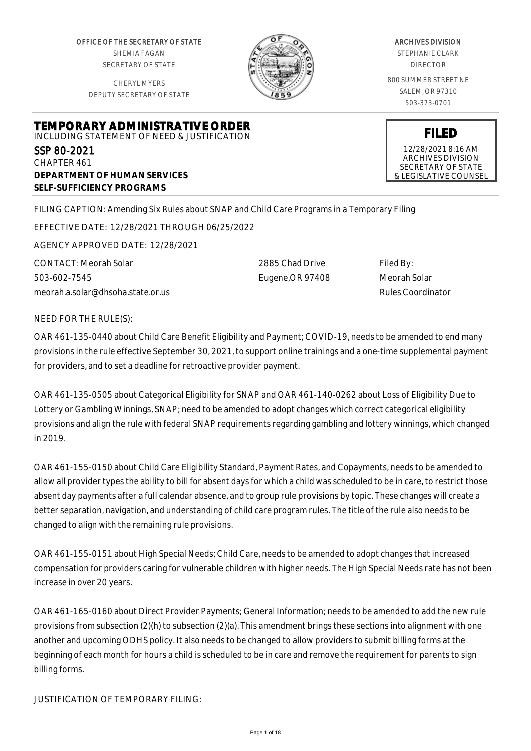OFFICE OF THE SECRETARY OF STATE
SHEMIA FAGAN
SECRETARY OF STATE

CHERYL MYERS
DEPUTY SECRETARY OF STATE

ARCHIVES DIVISION
STEPHANIE CLARK
DIRECTOR

800 SUMMER STREET NE
SALEM, OR 97310
503-373-0701

# TEMPORARY ADMINISTRATIVE ORDER

INCLUDING STATEMENT OF NEED & JUSTIFICATION

**FILED**
12/28/2021 8:16 AM
ARCHIVES DIVISION
SECRETARY OF STATE
& LEGISLATIVE COUNSEL

SSP 80-2021
CHAPTER 461
**DEPARTMENT OF HUMAN SERVICES**
**SELF-SUFFICIENCY PROGRAMS**

FILING CAPTION: Amending Six Rules about SNAP and Child Care Programs in a Temporary Filing

EFFECTIVE DATE: 12/28/2021 THROUGH 06/25/2022

AGENCY APPROVED DATE: 12/28/2021

CONTACT: Meorah Solar
503-602-7545
meorah.a.solar@dhsoha.state.or.us

2885 Chad Drive
Eugene,OR 97408

Filed By:
Meorah Solar
Rules Coordinator

NEED FOR THE RULE(S):

OAR 461-135-0440 about Child Care Benefit Eligibility and Payment; COVID-19, needs to be amended to end many provisions in the rule effective September 30, 2021, to support online trainings and a one-time supplemental payment for providers, and to set a deadline for retroactive provider payment.

OAR 461-135-0505 about Categorical Eligibility for SNAP and OAR 461-140-0262 about Loss of Eligibility Due to Lottery or Gambling Winnings, SNAP; need to be amended to adopt changes which correct categorical eligibility provisions and align the rule with federal SNAP requirements regarding gambling and lottery winnings, which changed in 2019.

OAR 461-155-0150 about Child Care Eligibility Standard, Payment Rates, and Copayments, needs to be amended to allow all provider types the ability to bill for absent days for which a child was scheduled to be in care, to restrict those absent day payments after a full calendar absence, and to group rule provisions by topic. These changes will create a better separation, navigation, and understanding of child care program rules. The title of the rule also needs to be changed to align with the remaining rule provisions.

OAR 461-155-0151 about High Special Needs; Child Care, needs to be amended to adopt changes that increased compensation for providers caring for vulnerable children with higher needs. The High Special Needs rate has not been increase in over 20 years.

OAR 461-165-0160 about Direct Provider Payments; General Information; needs to be amended to add the new rule provisions from subsection (2)(h) to subsection (2)(a). This amendment brings these sections into alignment with one another and upcoming ODHS policy. It also needs to be changed to allow providers to submit billing forms at the beginning of each month for hours a child is scheduled to be in care and remove the requirement for parents to sign billing forms.

JUSTIFICATION OF TEMPORARY FILING: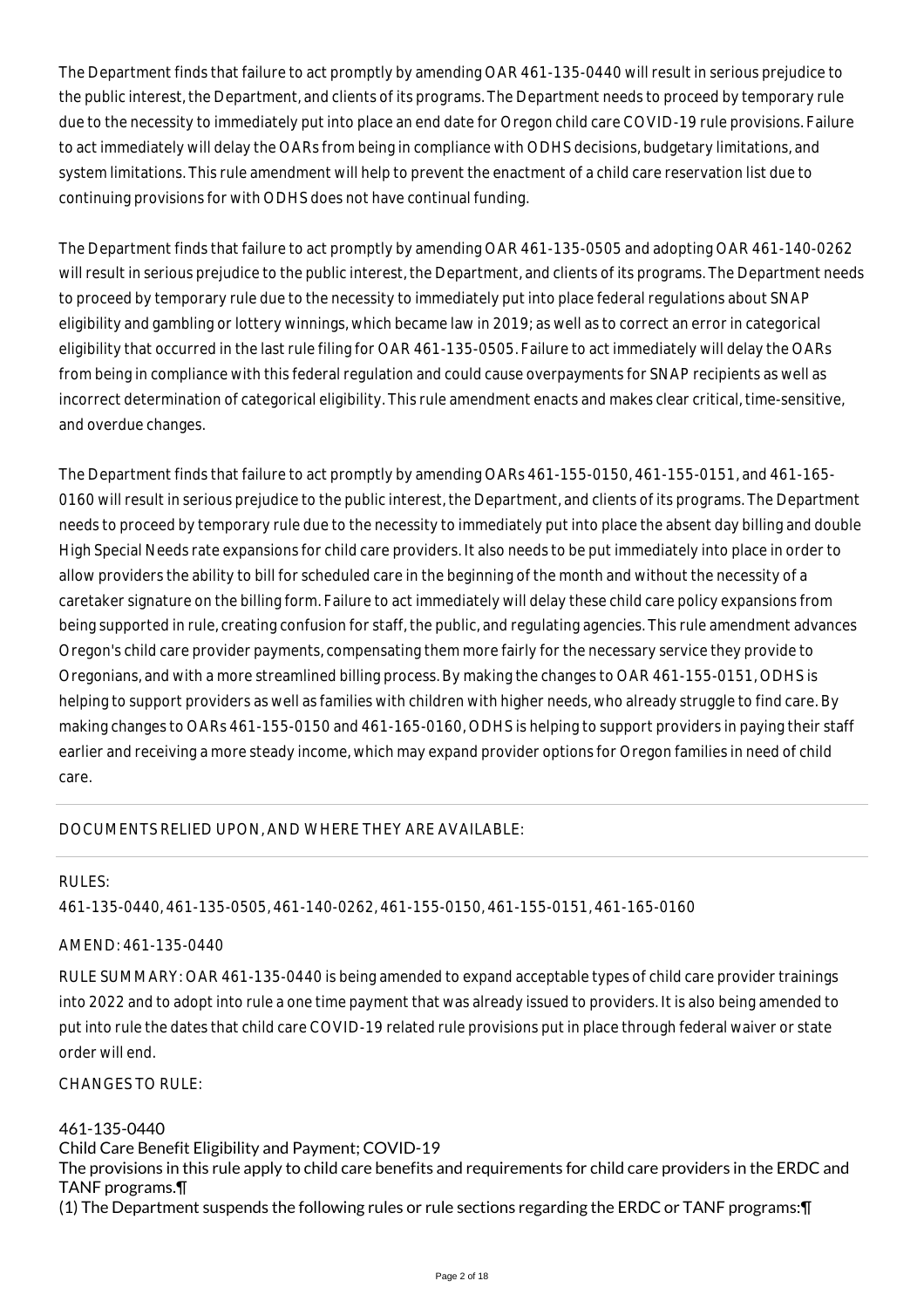The Department finds that failure to act promptly by amending OAR 461-135-0440 will result in serious prejudice to the public interest, the Department, and clients of its programs. The Department needs to proceed by temporary rule due to the necessity to immediately put into place an end date for Oregon child care COVID-19 rule provisions. Failure to act immediately will delay the OARs from being in compliance with ODHS decisions, budgetary limitations, and system limitations. This rule amendment will help to prevent the enactment of a child care reservation list due to continuing provisions for with ODHS does not have continual funding.

The Department finds that failure to act promptly by amending OAR 461-135-0505 and adopting OAR 461-140-0262 will result in serious prejudice to the public interest, the Department, and clients of its programs. The Department needs to proceed by temporary rule due to the necessity to immediately put into place federal regulations about SNAP eligibility and gambling or lottery winnings, which became law in 2019; as well as to correct an error in categorical eligibility that occurred in the last rule filing for OAR 461-135-0505. Failure to act immediately will delay the OARs from being in compliance with this federal regulation and could cause overpayments for SNAP recipients as well as incorrect determination of categorical eligibility. This rule amendment enacts and makes clear critical, time-sensitive, and overdue changes.

The Department finds that failure to act promptly by amending OARs 461-155-0150, 461-155-0151, and 461-165-0160 will result in serious prejudice to the public interest, the Department, and clients of its programs. The Department needs to proceed by temporary rule due to the necessity to immediately put into place the absent day billing and double High Special Needs rate expansions for child care providers. It also needs to be put immediately into place in order to allow providers the ability to bill for scheduled care in the beginning of the month and without the necessity of a caretaker signature on the billing form. Failure to act immediately will delay these child care policy expansions from being supported in rule, creating confusion for staff, the public, and regulating agencies. This rule amendment advances Oregon's child care provider payments, compensating them more fairly for the necessary service they provide to Oregonians, and with a more streamlined billing process. By making the changes to OAR 461-155-0151, ODHS is helping to support providers as well as families with children with higher needs, who already struggle to find care. By making changes to OARs 461-155-0150 and 461-165-0160, ODHS is helping to support providers in paying their staff earlier and receiving a more steady income, which may expand provider options for Oregon families in need of child care.

DOCUMENTS RELIED UPON, AND WHERE THEY ARE AVAILABLE:

RULES:

461-135-0440, 461-135-0505, 461-140-0262, 461-155-0150, 461-155-0151, 461-165-0160

AMEND: 461-135-0440

RULE SUMMARY: OAR 461-135-0440 is being amended to expand acceptable types of child care provider trainings into 2022 and to adopt into rule a one time payment that was already issued to providers. It is also being amended to put into rule the dates that child care COVID-19 related rule provisions put in place through federal waiver or state order will end.

CHANGES TO RULE:

461-135-0440

Child Care Benefit Eligibility and Payment; COVID-19

The provisions in this rule apply to child care benefits and requirements for child care providers in the ERDC and TANF programs.¶

(1) The Department suspends the following rules or rule sections regarding the ERDC or TANF programs:¶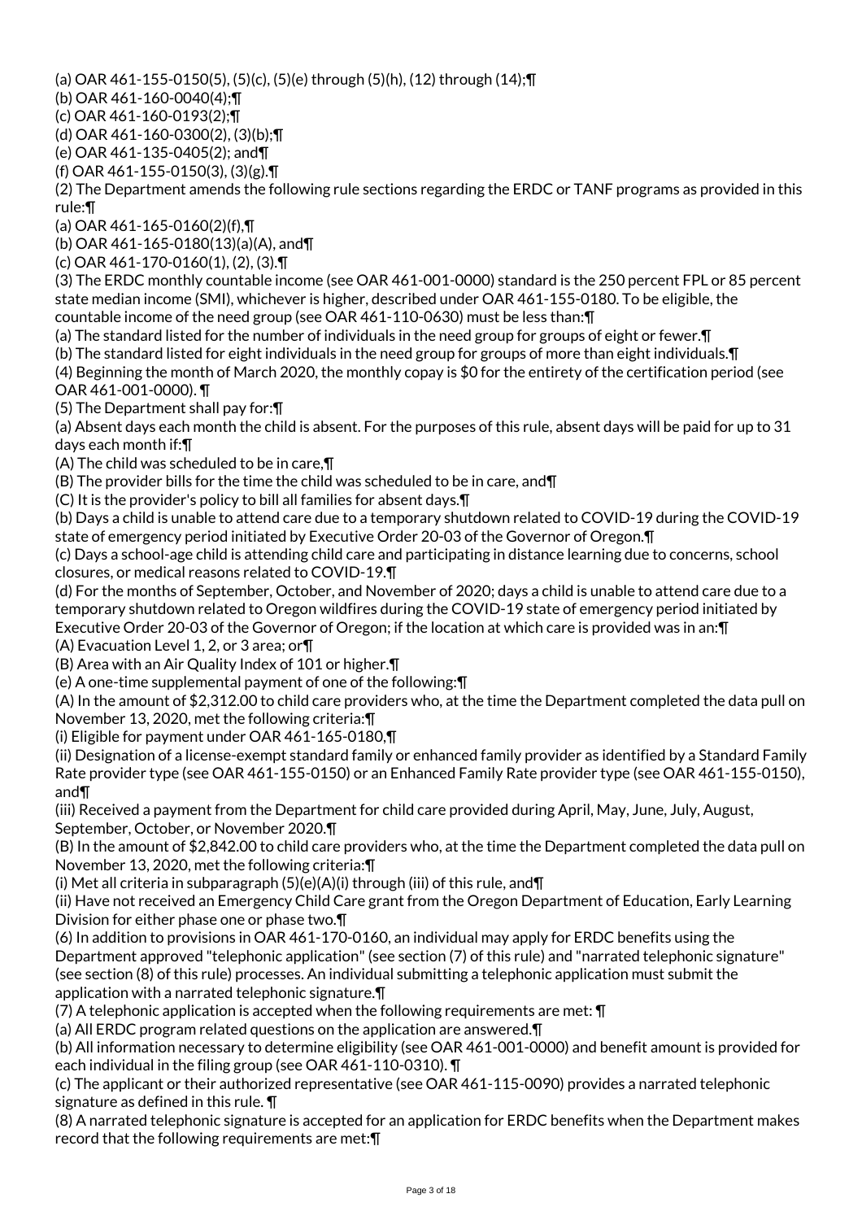(a) OAR 461-155-0150(5), (5)(c), (5)(e) through (5)(h), (12) through (14);¶

(b) OAR 461-160-0040(4);¶

(c) OAR 461-160-0193(2);¶

(d) OAR 461-160-0300(2), (3)(b);¶

(e) OAR 461-135-0405(2); and¶

(f) OAR 461-155-0150(3), (3)(g).¶

(2) The Department amends the following rule sections regarding the ERDC or TANF programs as provided in this rule:¶

(a) OAR 461-165-0160(2)(f),¶

(b) OAR 461-165-0180(13)(a)(A), and¶

(c) OAR 461-170-0160(1), (2), (3).¶

(3) The ERDC monthly countable income (see OAR 461-001-0000) standard is the 250 percent FPL or 85 percent state median income (SMI), whichever is higher, described under OAR 461-155-0180. To be eligible, the countable income of the need group (see OAR 461-110-0630) must be less than:¶

(a) The standard listed for the number of individuals in the need group for groups of eight or fewer.¶

(b) The standard listed for eight individuals in the need group for groups of more than eight individuals.¶

(4) Beginning the month of March 2020, the monthly copay is $0 for the entirety of the certification period (see OAR 461-001-0000). ¶

(5) The Department shall pay for:¶

(a) Absent days each month the child is absent. For the purposes of this rule, absent days will be paid for up to 31 days each month if:¶

(A) The child was scheduled to be in care,¶

(B) The provider bills for the time the child was scheduled to be in care, and¶

(C) It is the provider's policy to bill all families for absent days.¶

(b) Days a child is unable to attend care due to a temporary shutdown related to COVID-19 during the COVID-19 state of emergency period initiated by Executive Order 20-03 of the Governor of Oregon.¶

(c) Days a school-age child is attending child care and participating in distance learning due to concerns, school closures, or medical reasons related to COVID-19.¶

(d) For the months of September, October, and November of 2020; days a child is unable to attend care due to a temporary shutdown related to Oregon wildfires during the COVID-19 state of emergency period initiated by Executive Order 20-03 of the Governor of Oregon; if the location at which care is provided was in an:¶

(A) Evacuation Level 1, 2, or 3 area; or¶

(B) Area with an Air Quality Index of 101 or higher.¶

(e) A one-time supplemental payment of one of the following:¶

(A) In the amount of $2,312.00 to child care providers who, at the time the Department completed the data pull on November 13, 2020, met the following criteria:¶

(i) Eligible for payment under OAR 461-165-0180,¶

(ii) Designation of a license-exempt standard family or enhanced family provider as identified by a Standard Family Rate provider type (see OAR 461-155-0150) or an Enhanced Family Rate provider type (see OAR 461-155-0150), and¶

(iii) Received a payment from the Department for child care provided during April, May, June, July, August, September, October, or November 2020.¶

(B) In the amount of $2,842.00 to child care providers who, at the time the Department completed the data pull on November 13, 2020, met the following criteria:¶

(i) Met all criteria in subparagraph (5)(e)(A)(i) through (iii) of this rule, and¶

(ii) Have not received an Emergency Child Care grant from the Oregon Department of Education, Early Learning Division for either phase one or phase two.¶

(6) In addition to provisions in OAR 461-170-0160, an individual may apply for ERDC benefits using the Department approved "telephonic application" (see section (7) of this rule) and "narrated telephonic signature" (see section (8) of this rule) processes. An individual submitting a telephonic application must submit the application with a narrated telephonic signature.¶

(7) A telephonic application is accepted when the following requirements are met: ¶

(a) All ERDC program related questions on the application are answered.¶

(b) All information necessary to determine eligibility (see OAR 461-001-0000) and benefit amount is provided for each individual in the filing group (see OAR 461-110-0310). ¶

(c) The applicant or their authorized representative (see OAR 461-115-0090) provides a narrated telephonic signature as defined in this rule. ¶

(8) A narrated telephonic signature is accepted for an application for ERDC benefits when the Department makes record that the following requirements are met:¶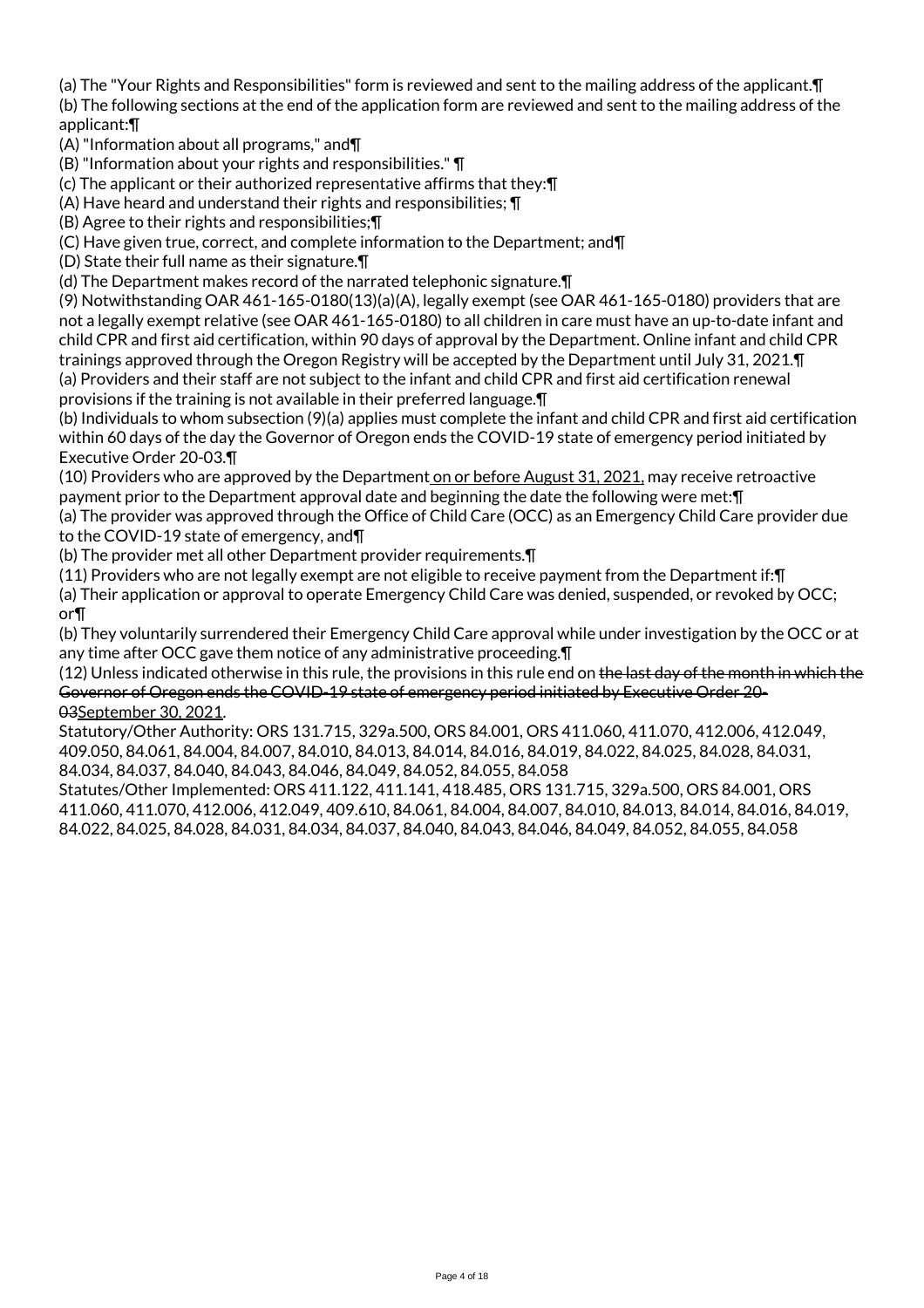(a) The "Your Rights and Responsibilities" form is reviewed and sent to the mailing address of the applicant.¶
(b) The following sections at the end of the application form are reviewed and sent to the mailing address of the applicant:¶
(A) "Information about all programs," and¶
(B) "Information about your rights and responsibilities." ¶
(c) The applicant or their authorized representative affirms that they:¶
(A) Have heard and understand their rights and responsibilities; ¶
(B) Agree to their rights and responsibilities;¶
(C) Have given true, correct, and complete information to the Department; and¶
(D) State their full name as their signature.¶
(d) The Department makes record of the narrated telephonic signature.¶
(9) Notwithstanding OAR 461-165-0180(13)(a)(A), legally exempt (see OAR 461-165-0180) providers that are not a legally exempt relative (see OAR 461-165-0180) to all children in care must have an up-to-date infant and child CPR and first aid certification, within 90 days of approval by the Department. Online infant and child CPR trainings approved through the Oregon Registry will be accepted by the Department until July 31, 2021.¶
(a) Providers and their staff are not subject to the infant and child CPR and first aid certification renewal provisions if the training is not available in their preferred language.¶
(b) Individuals to whom subsection (9)(a) applies must complete the infant and child CPR and first aid certification within 60 days of the day the Governor of Oregon ends the COVID-19 state of emergency period initiated by Executive Order 20-03.¶
(10) Providers who are approved by the Department <u>on or before August 31, 2021,</u> may receive retroactive payment prior to the Department approval date and beginning the date the following were met:¶
(a) The provider was approved through the Office of Child Care (OCC) as an Emergency Child Care provider due to the COVID-19 state of emergency, and¶
(b) The provider met all other Department provider requirements.¶
(11) Providers who are not legally exempt are not eligible to receive payment from the Department if:¶
(a) Their application or approval to operate Emergency Child Care was denied, suspended, or revoked by OCC; or¶
(b) They voluntarily surrendered their Emergency Child Care approval while under investigation by the OCC or at any time after OCC gave them notice of any administrative proceeding.¶
(12) Unless indicated otherwise in this rule, the provisions in this rule end on ~~the last day of the month in which the Governor of Oregon ends the COVID-19 state of emergency period initiated by Executive Order 20-03~~<u>September 30, 2021</u>.

Statutory/Other Authority: ORS 131.715, 329a.500, ORS 84.001, ORS 411.060, 411.070, 412.006, 412.049, 409.050, 84.061, 84.004, 84.007, 84.010, 84.013, 84.014, 84.016, 84.019, 84.022, 84.025, 84.028, 84.031, 84.034, 84.037, 84.040, 84.043, 84.046, 84.049, 84.052, 84.055, 84.058

Statutes/Other Implemented: ORS 411.122, 411.141, 418.485, ORS 131.715, 329a.500, ORS 84.001, ORS 411.060, 411.070, 412.006, 412.049, 409.610, 84.061, 84.004, 84.007, 84.010, 84.013, 84.014, 84.016, 84.019, 84.022, 84.025, 84.028, 84.031, 84.034, 84.037, 84.040, 84.043, 84.046, 84.049, 84.052, 84.055, 84.058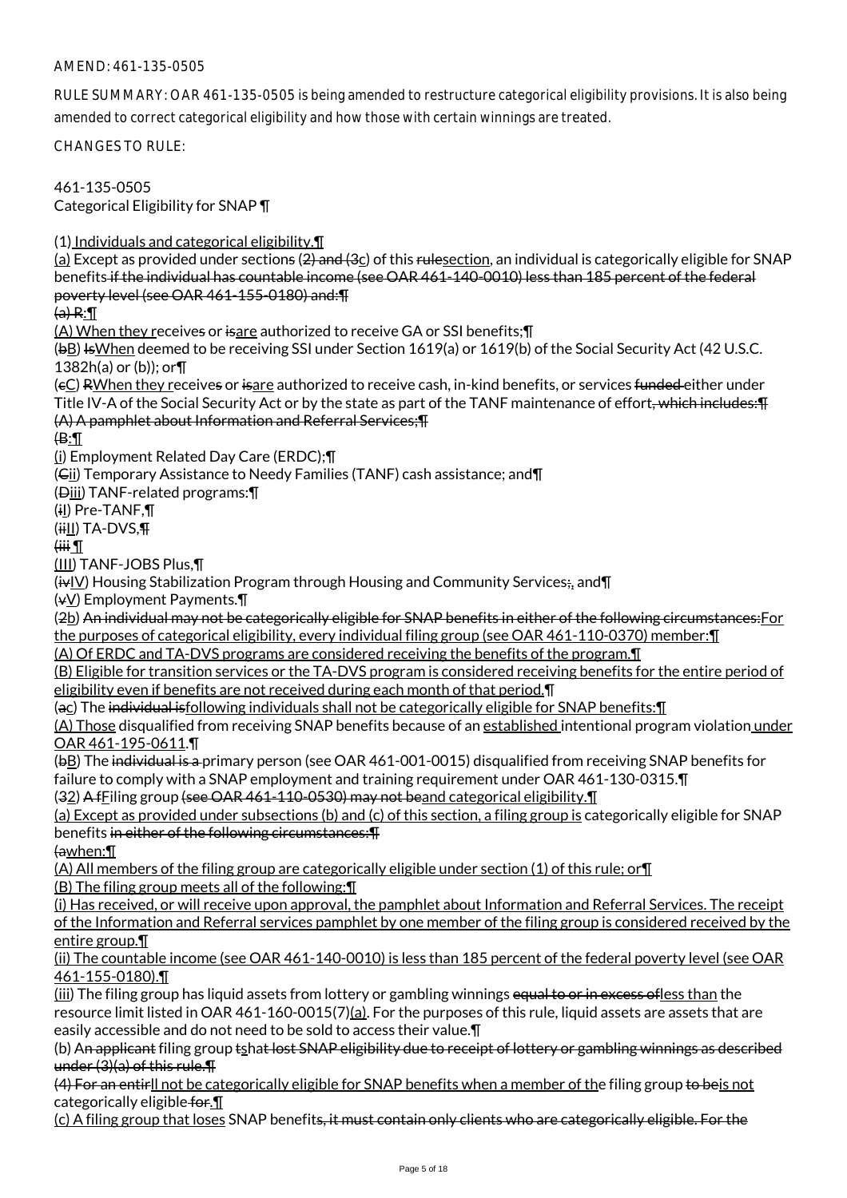AMEND: 461-135-0505

RULE SUMMARY: OAR 461-135-0505 is being amended to restructure categorical eligibility provisions. It is also being amended to correct categorical eligibility and how those with certain winnings are treated.

CHANGES TO RULE:

461-135-0505
Categorical Eligibility for SNAP ¶

(1) Individuals and categorical eligibility.¶
(a) Except as provided under sections (2) and (3c) of this rulesection, an individual is categorically eligible for SNAP benefits if the individual has countable income (see OAR 461-140-0010) less than 185 percent of the federal poverty level (see OAR 461-155-0180) and:¶
(a) R:¶
(A) When they receives or isare authorized to receive GA or SSI benefits;¶
(bB) IsWhen deemed to be receiving SSI under Section 1619(a) or 1619(b) of the Social Security Act (42 U.S.C. 1382h(a) or (b)); or¶
(cC) RWhen they receives or isare authorized to receive cash, in-kind benefits, or services funded either under Title IV-A of the Social Security Act or by the state as part of the TANF maintenance of effort, which includes:¶
(A) A pamphlet about Information and Referral Services;¶
(B:¶
(i) Employment Related Day Care (ERDC);¶
(Cii) Temporary Assistance to Needy Families (TANF) cash assistance; and¶
(Diii) TANF-related programs:¶
(iI) Pre-TANF,¶
(iiII) TA-DVS,¶
(iii ¶
(III) TANF-JOBS Plus,¶
(ivIV) Housing Stabilization Program through Housing and Community Services;, and¶
(vV) Employment Payments.¶
(2b) An individual may not be categorically eligible for SNAP benefits in either of the following circumstances:For the purposes of categorical eligibility, every individual filing group (see OAR 461-110-0370) member:¶
(A) Of ERDC and TA-DVS programs are considered receiving the benefits of the program.¶
(B) Eligible for transition services or the TA-DVS program is considered receiving benefits for the entire period of eligibility even if benefits are not received during each month of that period.¶
(ac) The individual isfollowing individuals shall not be categorically eligible for SNAP benefits:¶
(A) Those disqualified from receiving SNAP benefits because of an established intentional program violation under OAR 461-195-0611.¶
(bB) The individual is a primary person (see OAR 461-001-0015) disqualified from receiving SNAP benefits for failure to comply with a SNAP employment and training requirement under OAR 461-130-0315.¶
(32) A fFiling group (see OAR 461-110-0530) may not beand categorical eligibility.¶
(a) Except as provided under subsections (b) and (c) of this section, a filing group is categorically eligible for SNAP benefits in either of the following circumstances:¶
(awhen:¶
(A) All members of the filing group are categorically eligible under section (1) of this rule; or¶
(B) The filing group meets all of the following:¶
(i) Has received, or will receive upon approval, the pamphlet about Information and Referral Services. The receipt of the Information and Referral services pamphlet by one member of the filing group is considered received by the entire group.¶
(ii) The countable income (see OAR 461-140-0010) is less than 185 percent of the federal poverty level (see OAR 461-155-0180).¶
(iii) The filing group has liquid assets from lottery or gambling winnings equal to or in excess ofless than the resource limit listed in OAR 461-160-0015(7)(a). For the purposes of this rule, liquid assets are assets that are easily accessible and do not need to be sold to access their value.¶
(b) An applicant filing group tshat lost SNAP eligibility due to receipt of lottery or gambling winnings as described under (3)(a) of this rule.¶
(4) For an entirll not be categorically eligible for SNAP benefits when a member of the filing group to beis not categorically eligible for.¶
(c) A filing group that loses SNAP benefits, it must contain only clients who are categorically eligible. For the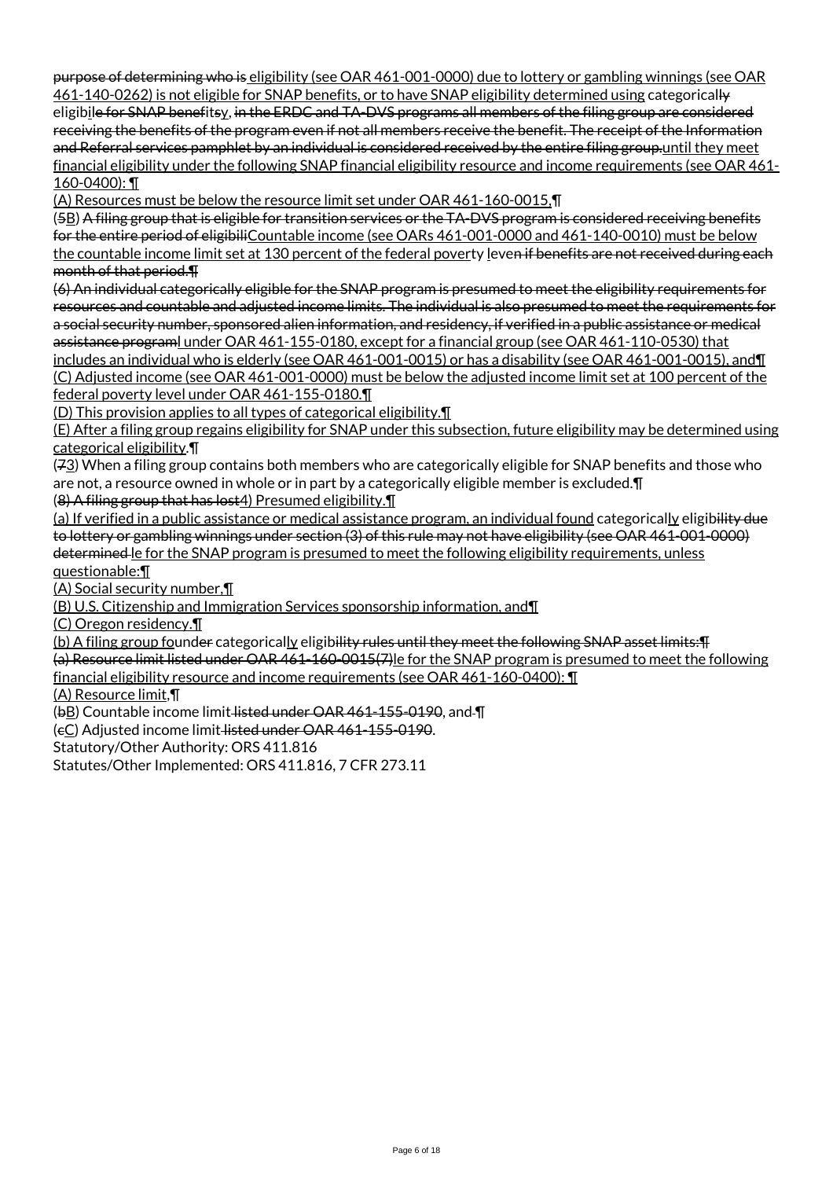purpose of determining who is eligibility (see OAR 461-001-0000) due to lottery or gambling winnings (see OAR 461-140-0262) is not eligible for SNAP benefits, or to have SNAP eligibility determined using categorically eligibile for SNAP benefitsy, in the ERDC and TA-DVS programs all members of the filing group are considered receiving the benefits of the program even if not all members receive the benefit. The receipt of the Information and Referral services pamphlet by an individual is considered received by the entire filing group.until they meet financial eligibility under the following SNAP financial eligibility resource and income requirements (see OAR 461-160-0400): ¶

(A) Resources must be below the resource limit set under OAR 461-160-0015,¶

(5B) A filing group that is eligible for transition services or the TA-DVS program is considered receiving benefits for the entire period of eligibiliCountable income (see OARs 461-001-0000 and 461-140-0010) must be below the countable income limit set at 130 percent of the federal poverty leven if benefits are not received during each month of that period.¶

(6) An individual categorically eligible for the SNAP program is presumed to meet the eligibility requirements for resources and countable and adjusted income limits. The individual is also presumed to meet the requirements for a social security number, sponsored alien information, and residency, if verified in a public assistance or medical assistance programl under OAR 461-155-0180, except for a financial group (see OAR 461-110-0530) that includes an individual who is elderly (see OAR 461-001-0015) or has a disability (see OAR 461-001-0015), and¶

(C) Adjusted income (see OAR 461-001-0000) must be below the adjusted income limit set at 100 percent of the federal poverty level under OAR 461-155-0180.¶

(D) This provision applies to all types of categorical eligibility.¶

(E) After a filing group regains eligibility for SNAP under this subsection, future eligibility may be determined using categorical eligibility.¶

(73) When a filing group contains both members who are categorically eligible for SNAP benefits and those who are not, a resource owned in whole or in part by a categorically eligible member is excluded.¶

(8) A filing group that has lost4) Presumed eligibility.¶

(a) If verified in a public assistance or medical assistance program, an individual found categorically eligibility due to lottery or gambling winnings under section (3) of this rule may not have eligibility (see OAR 461-001-0000) determined le for the SNAP program is presumed to meet the following eligibility requirements, unless questionable:¶

(A) Social security number,¶

(B) U.S. Citizenship and Immigration Services sponsorship information, and¶

(C) Oregon residency.¶

(b) A filing group founder categorically eligibility rules until they meet the following SNAP asset limits:¶

(a) Resource limit listed under OAR 461-160-0015(7)le for the SNAP program is presumed to meet the following financial eligibility resource and income requirements (see OAR 461-160-0400): ¶

(A) Resource limit,¶

(bB) Countable income limit listed under OAR 461-155-0190, and ¶

(cC) Adjusted income limit listed under OAR 461-155-0190.

Statutory/Other Authority: ORS 411.816

Statutes/Other Implemented: ORS 411.816, 7 CFR 273.11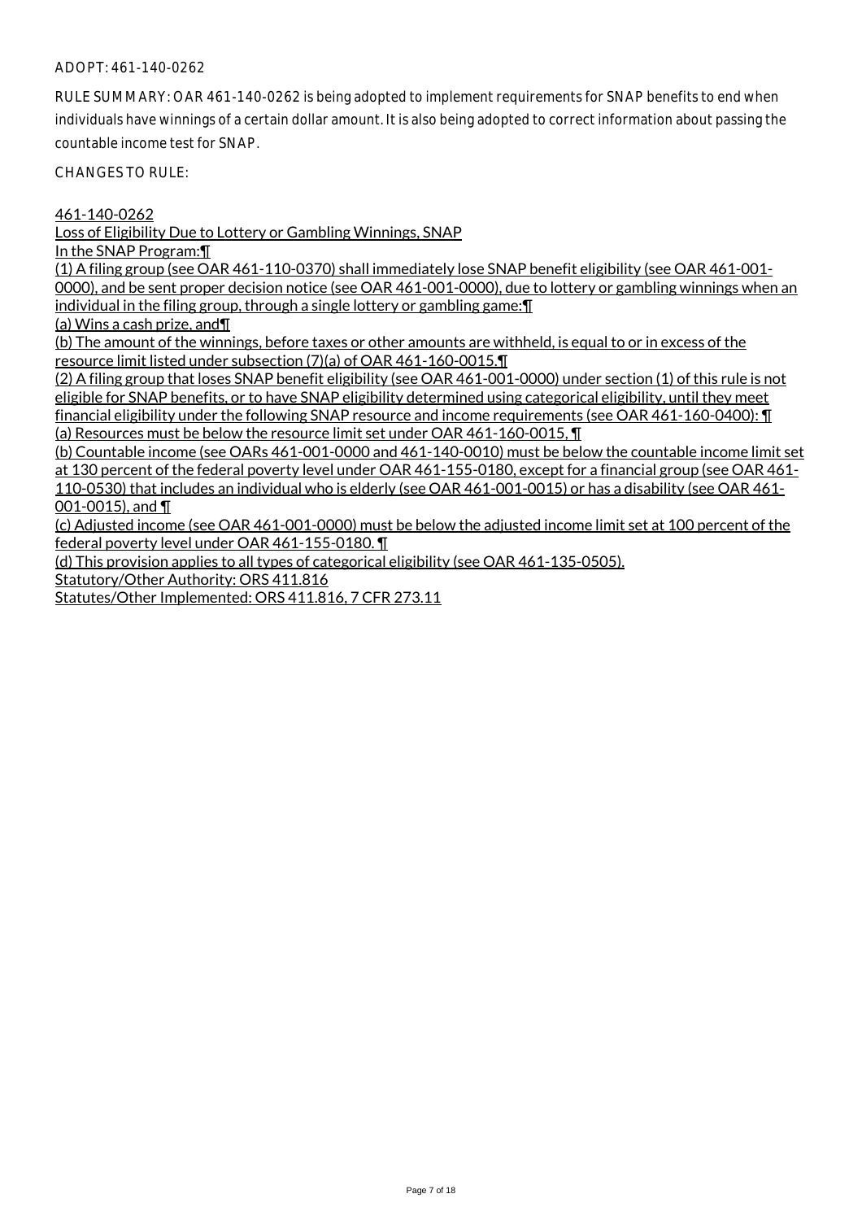ADOPT: 461-140-0262

RULE SUMMARY: OAR 461-140-0262 is being adopted to implement requirements for SNAP benefits to end when individuals have winnings of a certain dollar amount. It is also being adopted to correct information about passing the countable income test for SNAP.

CHANGES TO RULE:

461-140-0262

Loss of Eligibility Due to Lottery or Gambling Winnings, SNAP

In the SNAP Program:¶

(1) A filing group (see OAR 461-110-0370) shall immediately lose SNAP benefit eligibility (see OAR 461-001-0000), and be sent proper decision notice (see OAR 461-001-0000), due to lottery or gambling winnings when an individual in the filing group, through a single lottery or gambling game:¶

(a) Wins a cash prize, and¶

(b) The amount of the winnings, before taxes or other amounts are withheld, is equal to or in excess of the resource limit listed under subsection (7)(a) of OAR 461-160-0015.¶

(2) A filing group that loses SNAP benefit eligibility (see OAR 461-001-0000) under section (1) of this rule is not eligible for SNAP benefits, or to have SNAP eligibility determined using categorical eligibility, until they meet financial eligibility under the following SNAP resource and income requirements (see OAR 461-160-0400): ¶

(a) Resources must be below the resource limit set under OAR 461-160-0015, ¶

(b) Countable income (see OARs 461-001-0000 and 461-140-0010) must be below the countable income limit set at 130 percent of the federal poverty level under OAR 461-155-0180, except for a financial group (see OAR 461-110-0530) that includes an individual who is elderly (see OAR 461-001-0015) or has a disability (see OAR 461-001-0015), and ¶

(c) Adjusted income (see OAR 461-001-0000) must be below the adjusted income limit set at 100 percent of the federal poverty level under OAR 461-155-0180. ¶

(d) This provision applies to all types of categorical eligibility (see OAR 461-135-0505).

Statutory/Other Authority: ORS 411.816

Statutes/Other Implemented: ORS 411.816, 7 CFR 273.11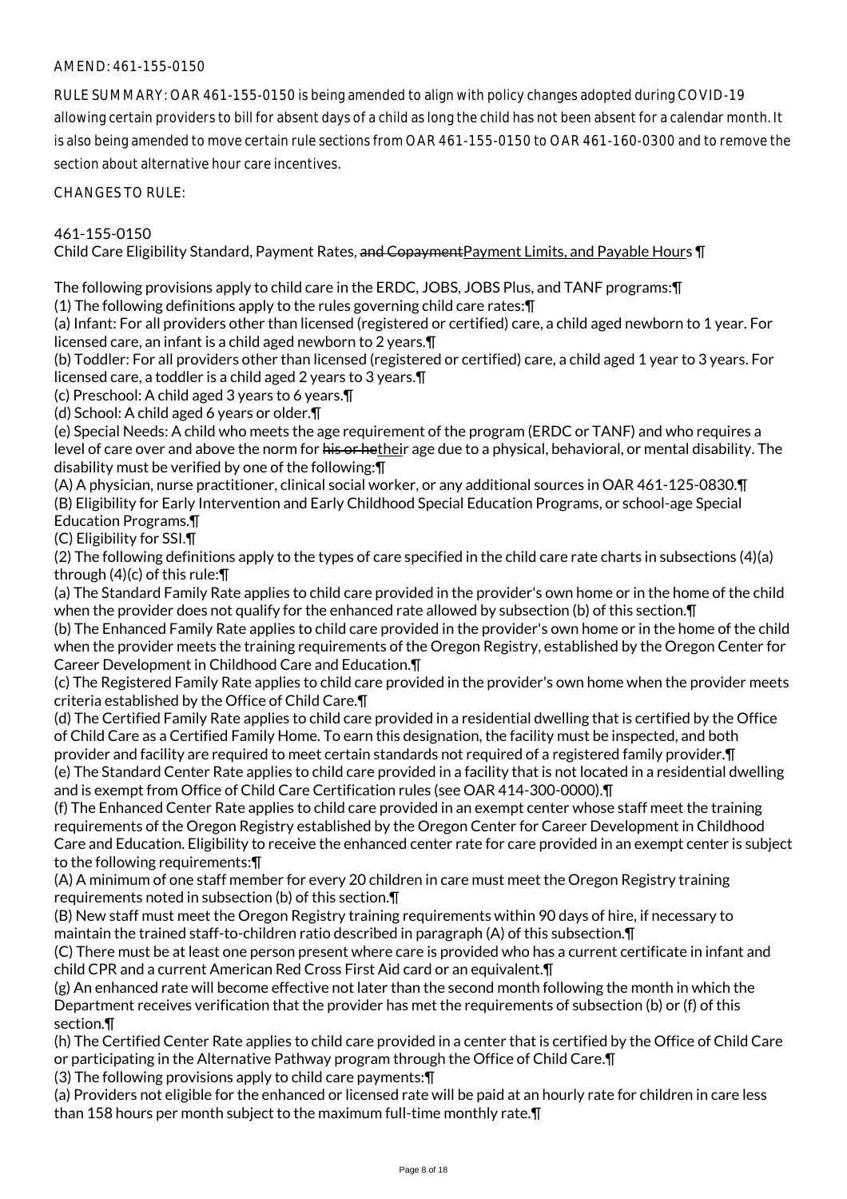AMEND: 461-155-0150

RULE SUMMARY: OAR 461-155-0150 is being amended to align with policy changes adopted during COVID-19 allowing certain providers to bill for absent days of a child as long the child has not been absent for a calendar month. It is also being amended to move certain rule sections from OAR 461-155-0150 to OAR 461-160-0300 and to remove the section about alternative hour care incentives.

CHANGES TO RULE:

461-155-0150
Child Care Eligibility Standard, Payment Rates, ~~and Copayment~~Payment Limits, and Payable Hours ¶

The following provisions apply to child care in the ERDC, JOBS, JOBS Plus, and TANF programs:¶
(1) The following definitions apply to the rules governing child care rates:¶
(a) Infant: For all providers other than licensed (registered or certified) care, a child aged newborn to 1 year. For licensed care, an infant is a child aged newborn to 2 years.¶
(b) Toddler: For all providers other than licensed (registered or certified) care, a child aged 1 year to 3 years. For licensed care, a toddler is a child aged 2 years to 3 years.¶
(c) Preschool: A child aged 3 years to 6 years.¶
(d) School: A child aged 6 years or older.¶
(e) Special Needs: A child who meets the age requirement of the program (ERDC or TANF) and who requires a level of care over and above the norm for ~~his or he~~their age due to a physical, behavioral, or mental disability. The disability must be verified by one of the following:¶
(A) A physician, nurse practitioner, clinical social worker, or any additional sources in OAR 461-125-0830.¶
(B) Eligibility for Early Intervention and Early Childhood Special Education Programs, or school-age Special Education Programs.¶
(C) Eligibility for SSI.¶
(2) The following definitions apply to the types of care specified in the child care rate charts in subsections (4)(a) through (4)(c) of this rule:¶
(a) The Standard Family Rate applies to child care provided in the provider's own home or in the home of the child when the provider does not qualify for the enhanced rate allowed by subsection (b) of this section.¶
(b) The Enhanced Family Rate applies to child care provided in the provider's own home or in the home of the child when the provider meets the training requirements of the Oregon Registry, established by the Oregon Center for Career Development in Childhood Care and Education.¶
(c) The Registered Family Rate applies to child care provided in the provider's own home when the provider meets criteria established by the Office of Child Care.¶
(d) The Certified Family Rate applies to child care provided in a residential dwelling that is certified by the Office of Child Care as a Certified Family Home. To earn this designation, the facility must be inspected, and both provider and facility are required to meet certain standards not required of a registered family provider.¶
(e) The Standard Center Rate applies to child care provided in a facility that is not located in a residential dwelling and is exempt from Office of Child Care Certification rules (see OAR 414-300-0000).¶
(f) The Enhanced Center Rate applies to child care provided in an exempt center whose staff meet the training requirements of the Oregon Registry established by the Oregon Center for Career Development in Childhood Care and Education. Eligibility to receive the enhanced center rate for care provided in an exempt center is subject to the following requirements:¶
(A) A minimum of one staff member for every 20 children in care must meet the Oregon Registry training requirements noted in subsection (b) of this section.¶
(B) New staff must meet the Oregon Registry training requirements within 90 days of hire, if necessary to maintain the trained staff-to-children ratio described in paragraph (A) of this subsection.¶
(C) There must be at least one person present where care is provided who has a current certificate in infant and child CPR and a current American Red Cross First Aid card or an equivalent.¶
(g) An enhanced rate will become effective not later than the second month following the month in which the Department receives verification that the provider has met the requirements of subsection (b) or (f) of this section.¶
(h) The Certified Center Rate applies to child care provided in a center that is certified by the Office of Child Care or participating in the Alternative Pathway program through the Office of Child Care.¶
(3) The following provisions apply to child care payments:¶
(a) Providers not eligible for the enhanced or licensed rate will be paid at an hourly rate for children in care less than 158 hours per month subject to the maximum full-time monthly rate.¶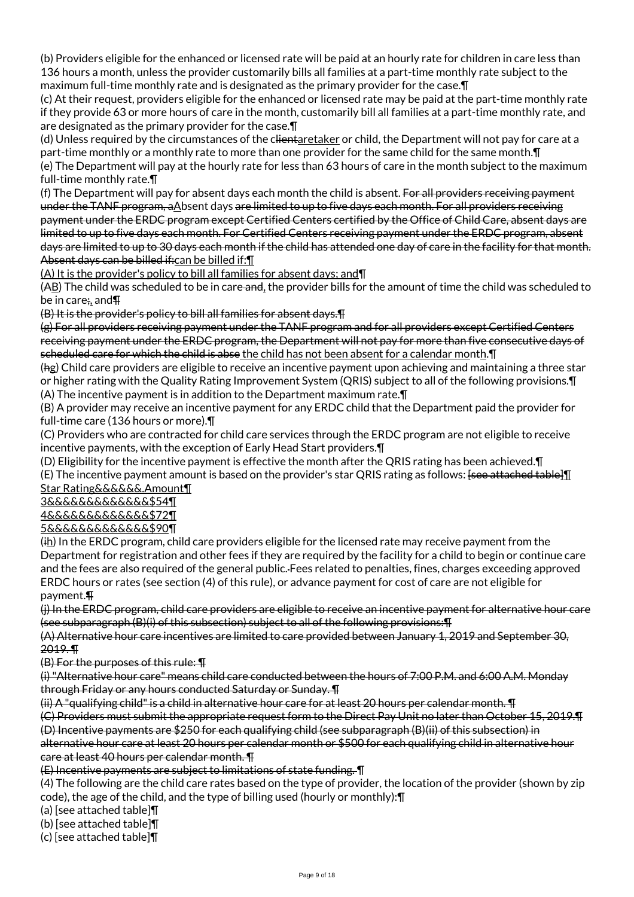(b) Providers eligible for the enhanced or licensed rate will be paid at an hourly rate for children in care less than 136 hours a month, unless the provider customarily bills all families at a part-time monthly rate subject to the maximum full-time monthly rate and is designated as the primary provider for the case.¶

(c) At their request, providers eligible for the enhanced or licensed rate may be paid at the part-time monthly rate if they provide 63 or more hours of care in the month, customarily bill all families at a part-time monthly rate, and are designated as the primary provider for the case.¶

(d) Unless required by the circumstances of the clientaretaker or child, the Department will not pay for care at a part-time monthly or a monthly rate to more than one provider for the same child for the same month.¶

(e) The Department will pay at the hourly rate for less than 63 hours of care in the month subject to the maximum full-time monthly rate.¶

(f) The Department will pay for absent days each month the child is absent. For all providers receiving payment under the TANF program, aAbsent days are limited to up to five days each month. For all providers receiving payment under the ERDC program except Certified Centers certified by the Office of Child Care, absent days are limited to up to five days each month. For Certified Centers receiving payment under the ERDC program, absent days are limited to up to 30 days each month if the child has attended one day of care in the facility for that month. Absent days can be billed if:can be billed if:¶

(A) It is the provider's policy to bill all families for absent days; and¶

(AB) The child was scheduled to be in care and, the provider bills for the amount of time the child was scheduled to be in care;, and¶

(B) It is the provider's policy to bill all families for absent days.¶

(g) For all providers receiving payment under the TANF program and for all providers except Certified Centers receiving payment under the ERDC program, the Department will not pay for more than five consecutive days of scheduled care for which the child is abse the child has not been absent for a calendar month.¶

(hg) Child care providers are eligible to receive an incentive payment upon achieving and maintaining a three star or higher rating with the Quality Rating Improvement System (QRIS) subject to all of the following provisions.¶

(A) The incentive payment is in addition to the Department maximum rate.¶

(B) A provider may receive an incentive payment for any ERDC child that the Department paid the provider for full-time care (136 hours or more).¶

(C) Providers who are contracted for child care services through the ERDC program are not eligible to receive incentive payments, with the exception of Early Head Start providers.¶

(D) Eligibility for the incentive payment is effective the month after the QRIS rating has been achieved.¶

(E) The incentive payment amount is based on the provider's star QRIS rating as follows: [see attached table]¶

| Star Rating | Amount |
|---|---|
| 3 | $54 |
| 4 | $72 |
| 5 | $90 |

(ih) In the ERDC program, child care providers eligible for the licensed rate may receive payment from the Department for registration and other fees if they are required by the facility for a child to begin or continue care and the fees are also required of the general public. Fees related to penalties, fines, charges exceeding approved ERDC hours or rates (see section (4) of this rule), or advance payment for cost of care are not eligible for payment.¶

(j) In the ERDC program, child care providers are eligible to receive an incentive payment for alternative hour care (see subparagraph (B)(i) of this subsection) subject to all of the following provisions:¶

(A) Alternative hour care incentives are limited to care provided between January 1, 2019 and September 30, 2019. ¶

(B) For the purposes of this rule: ¶

(i) "Alternative hour care" means child care conducted between the hours of 7:00 P.M. and 6:00 A.M. Monday through Friday or any hours conducted Saturday or Sunday. ¶

(ii) A "qualifying child" is a child in alternative hour care for at least 20 hours per calendar month. ¶

(C) Providers must submit the appropriate request form to the Direct Pay Unit no later than October 15, 2019.¶

(D) Incentive payments are $250 for each qualifying child (see subparagraph (B)(ii) of this subsection) in alternative hour care at least 20 hours per calendar month or $500 for each qualifying child in alternative hour care at least 40 hours per calendar month. ¶

(E) Incentive payments are subject to limitations of state funding. ¶

(4) The following are the child care rates based on the type of provider, the location of the provider (shown by zip code), the age of the child, and the type of billing used (hourly or monthly):¶

(a) [see attached table]¶

(b) [see attached table]¶

(c) [see attached table]¶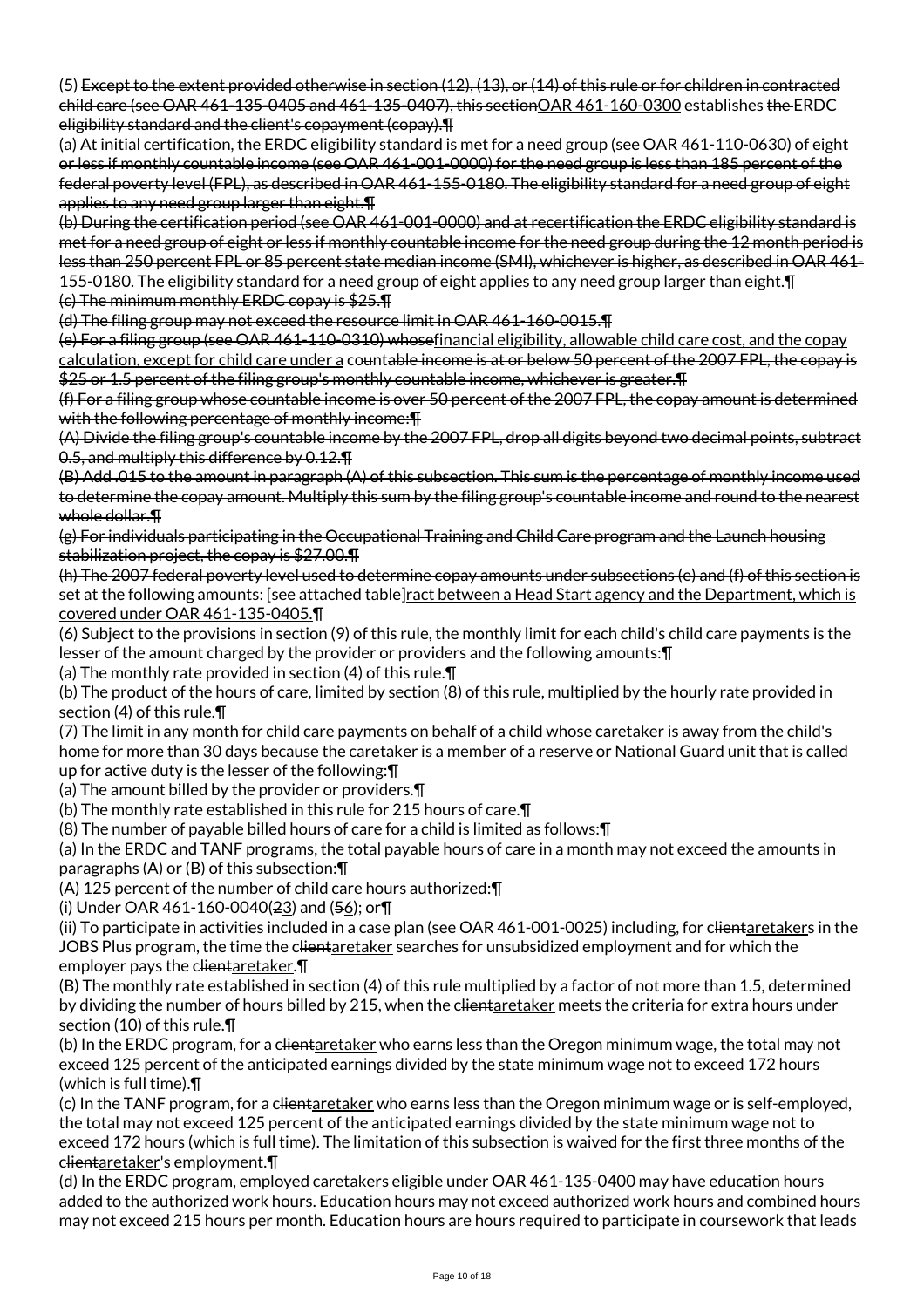(5) ~~Except to the extent provided otherwise in section (12), (13), or (14) of this rule or for children in contracted child care (see OAR 461-135-0405 and 461-135-0407), this section~~<u>OAR 461-160-0300</u> establishes ~~the~~ ERDC ~~eligibility standard and the client's copayment (copay).¶~~

~~(a) At initial certification, the ERDC eligibility standard is met for a need group (see OAR 461-110-0630) of eight or less if monthly countable income (see OAR 461-001-0000) for the need group is less than 185 percent of the federal poverty level (FPL), as described in OAR 461-155-0180. The eligibility standard for a need group of eight applies to any need group larger than eight.¶~~

~~(b) During the certification period (see OAR 461-001-0000) and at recertification the ERDC eligibility standard is met for a need group of eight or less if monthly countable income for the need group during the 12 month period is less than 250 percent FPL or 85 percent state median income (SMI), whichever is higher, as described in OAR 461-155-0180. The eligibility standard for a need group of eight applies to any need group larger than eight.¶~~

~~(c) The minimum monthly ERDC copay is $25.¶~~

~~(d) The filing group may not exceed the resource limit in OAR 461-160-0015.¶~~

~~(e) For a filing group (see OAR 461-110-0310) whose~~<u>financial eligibility, allowable child care cost, and the copay calculation, except for child care under a</u> co~~untable income is at or below 50 percent of the 2007 FPL, the copay is $25 or 1.5 percent of the filing group's monthly countable income, whichever is greater.¶~~

~~(f) For a filing group whose countable income is over 50 percent of the 2007 FPL, the copay amount is determined with the following percentage of monthly income:¶~~

~~(A) Divide the filing group's countable income by the 2007 FPL, drop all digits beyond two decimal points, subtract 0.5, and multiply this difference by 0.12.¶~~

~~(B) Add .015 to the amount in paragraph (A) of this subsection. This sum is the percentage of monthly income used to determine the copay amount. Multiply this sum by the filing group's countable income and round to the nearest whole dollar.¶~~

~~(g) For individuals participating in the Occupational Training and Child Care program and the Launch housing stabilization project, the copay is $27.00.¶~~

~~(h) The 2007 federal poverty level used to determine copay amounts under subsections (e) and (f) of this section is set at the following amounts: [see attached table]~~<u>ract between a Head Start agency and the Department, which is covered under OAR 461-135-0405.</u>¶

(6) Subject to the provisions in section (9) of this rule, the monthly limit for each child's child care payments is the lesser of the amount charged by the provider or providers and the following amounts:¶

(a) The monthly rate provided in section (4) of this rule.¶

(b) The product of the hours of care, limited by section (8) of this rule, multiplied by the hourly rate provided in section (4) of this rule.¶

(7) The limit in any month for child care payments on behalf of a child whose caretaker is away from the child's home for more than 30 days because the caretaker is a member of a reserve or National Guard unit that is called up for active duty is the lesser of the following:¶

(a) The amount billed by the provider or providers.¶

(b) The monthly rate established in this rule for 215 hours of care.¶

(8) The number of payable billed hours of care for a child is limited as follows:¶

(a) In the ERDC and TANF programs, the total payable hours of care in a month may not exceed the amounts in paragraphs (A) or (B) of this subsection:¶

(A) 125 percent of the number of child care hours authorized:¶

(i) Under OAR 461-160-0040(~~2~~<u>3</u>) and (~~5~~<u>6</u>); or¶

(ii) To participate in activities included in a case plan (see OAR 461-001-0025) including, for c~~lient~~<u>aretaker</u>s in the JOBS Plus program, the time the c~~lient~~<u>aretaker</u> searches for unsubsidized employment and for which the employer pays the c~~lient~~<u>aretaker</u>.¶

(B) The monthly rate established in section (4) of this rule multiplied by a factor of not more than 1.5, determined by dividing the number of hours billed by 215, when the c~~lient~~<u>aretaker</u> meets the criteria for extra hours under section (10) of this rule.¶

(b) In the ERDC program, for a c~~lient~~<u>aretaker</u> who earns less than the Oregon minimum wage, the total may not exceed 125 percent of the anticipated earnings divided by the state minimum wage not to exceed 172 hours (which is full time).¶

(c) In the TANF program, for a c~~lient~~<u>aretaker</u> who earns less than the Oregon minimum wage or is self-employed, the total may not exceed 125 percent of the anticipated earnings divided by the state minimum wage not to exceed 172 hours (which is full time). The limitation of this subsection is waived for the first three months of the c~~lient~~<u>aretaker</u>'s employment.¶

(d) In the ERDC program, employed caretakers eligible under OAR 461-135-0400 may have education hours added to the authorized work hours. Education hours may not exceed authorized work hours and combined hours may not exceed 215 hours per month. Education hours are hours required to participate in coursework that leads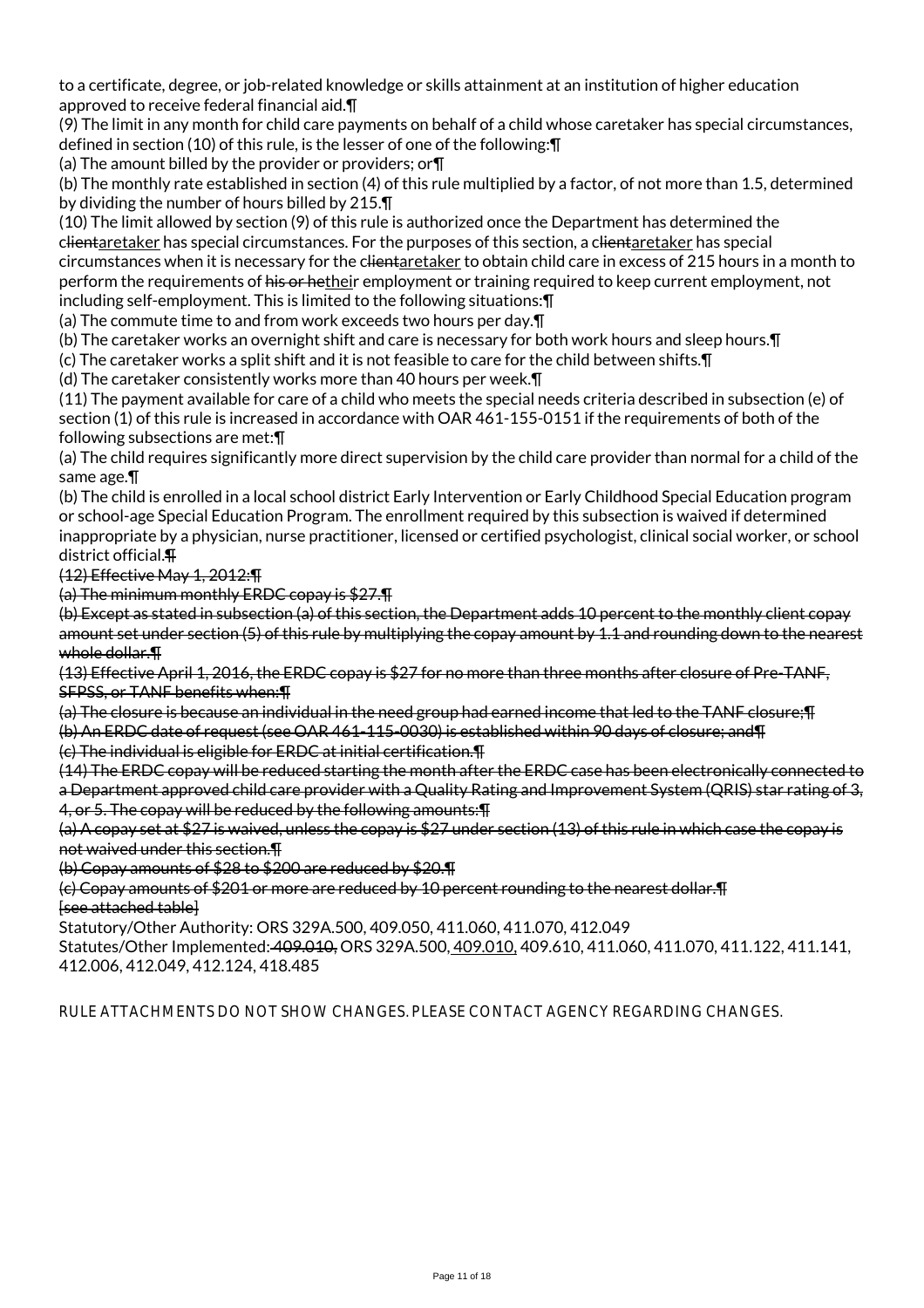to a certificate, degree, or job-related knowledge or skills attainment at an institution of higher education approved to receive federal financial aid.¶

(9) The limit in any month for child care payments on behalf of a child whose caretaker has special circumstances, defined in section (10) of this rule, is the lesser of one of the following:¶

(a) The amount billed by the provider or providers; or¶

(b) The monthly rate established in section (4) of this rule multiplied by a factor, of not more than 1.5, determined by dividing the number of hours billed by 215.¶

(10) The limit allowed by section (9) of this rule is authorized once the Department has determined the c~~lient~~<u>aretaker</u> has special circumstances. For the purposes of this section, a c~~lient~~<u>aretaker</u> has special circumstances when it is necessary for the c~~lient~~<u>aretaker</u> to obtain child care in excess of 215 hours in a month to perform the requirements of ~~his or he~~<u>thei</u>r employment or training required to keep current employment, not including self-employment. This is limited to the following situations:¶

(a) The commute time to and from work exceeds two hours per day.¶

(b) The caretaker works an overnight shift and care is necessary for both work hours and sleep hours.¶

(c) The caretaker works a split shift and it is not feasible to care for the child between shifts.¶

(d) The caretaker consistently works more than 40 hours per week.¶

(11) The payment available for care of a child who meets the special needs criteria described in subsection (e) of section (1) of this rule is increased in accordance with OAR 461-155-0151 if the requirements of both of the following subsections are met:¶

(a) The child requires significantly more direct supervision by the child care provider than normal for a child of the same age.¶

(b) The child is enrolled in a local school district Early Intervention or Early Childhood Special Education program or school-age Special Education Program. The enrollment required by this subsection is waived if determined inappropriate by a physician, nurse practitioner, licensed or certified psychologist, clinical social worker, or school district official.~~¶~~

~~(12) Effective May 1, 2012:¶~~

~~(a) The minimum monthly ERDC copay is $27.¶~~

~~(b) Except as stated in subsection (a) of this section, the Department adds 10 percent to the monthly client copay amount set under section (5) of this rule by multiplying the copay amount by 1.1 and rounding down to the nearest whole dollar.¶~~

~~(13) Effective April 1, 2016, the ERDC copay is $27 for no more than three months after closure of Pre-TANF, SFPSS, or TANF benefits when:¶~~

~~(a) The closure is because an individual in the need group had earned income that led to the TANF closure;¶~~

~~(b) An ERDC date of request (see OAR 461-115-0030) is established within 90 days of closure; and¶~~

~~(c) The individual is eligible for ERDC at initial certification.¶~~

~~(14) The ERDC copay will be reduced starting the month after the ERDC case has been electronically connected to a Department approved child care provider with a Quality Rating and Improvement System (QRIS) star rating of 3, 4, or 5. The copay will be reduced by the following amounts:¶~~

~~(a) A copay set at $27 is waived, unless the copay is $27 under section (13) of this rule in which case the copay is not waived under this section.¶~~

~~(b) Copay amounts of $28 to $200 are reduced by $20.¶~~

~~(c) Copay amounts of $201 or more are reduced by 10 percent rounding to the nearest dollar.¶~~

~~[see attached table]~~

Statutory/Other Authority: ORS 329A.500, 409.050, 411.060, 411.070, 412.049

Statutes/Other Implemented:~~ 409.010,~~ ORS 329A.500,<u> 409.010,</u> 409.610, 411.060, 411.070, 411.122, 411.141, 412.006, 412.049, 412.124, 418.485

RULE ATTACHMENTS DO NOT SHOW CHANGES. PLEASE CONTACT AGENCY REGARDING CHANGES.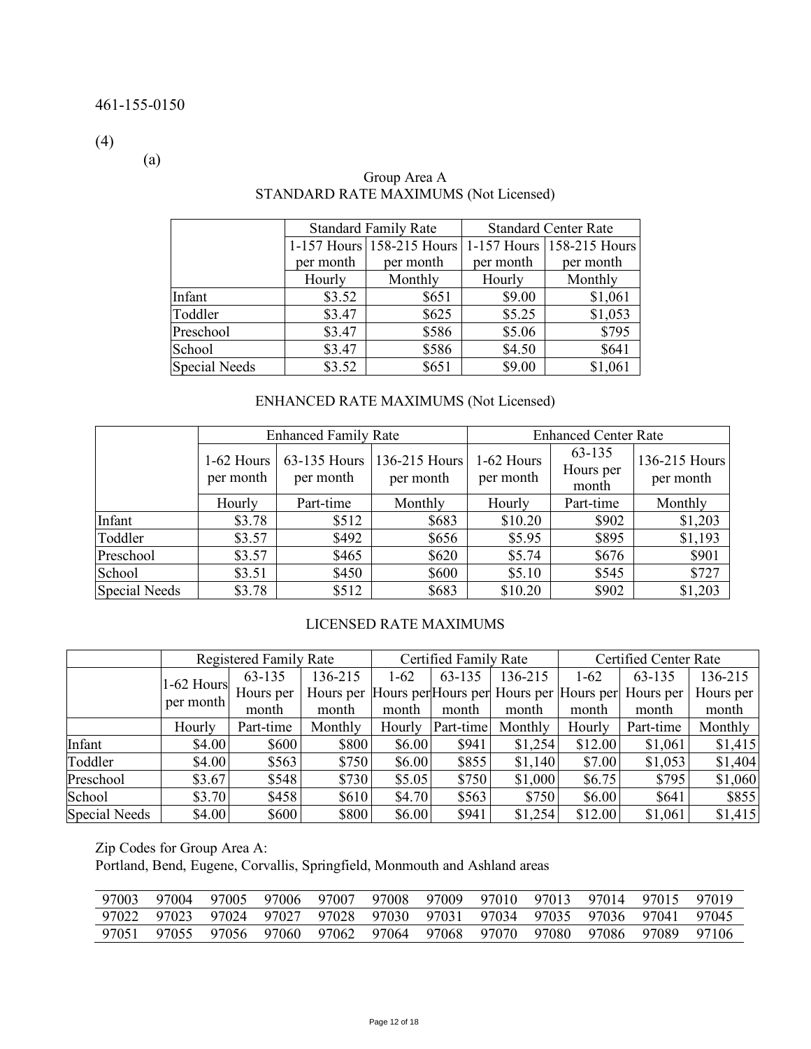461-155-0150

(4)

(a)

Group Area A
STANDARD RATE MAXIMUMS (Not Licensed)

| | Standard Family Rate | | Standard Center Rate | |
|---|---|---|---|---|
| | 1-157 Hours per month | 158-215 Hours per month | 1-157 Hours per month | 158-215 Hours per month |
| | Hourly | Monthly | Hourly | Monthly |
| Infant | $3.52 | $651 | $9.00 | $1,061 |
| Toddler | $3.47 | $625 | $5.25 | $1,053 |
| Preschool | $3.47 | $586 | $5.06 | $795 |
| School | $3.47 | $586 | $4.50 | $641 |
| Special Needs | $3.52 | $651 | $9.00 | $1,061 |

ENHANCED RATE MAXIMUMS (Not Licensed)

| | Enhanced Family Rate | | | Enhanced Center Rate | | |
|---|---|---|---|---|---|---|
| | 1-62 Hours per month | 63-135 Hours per month | 136-215 Hours per month | 1-62 Hours per month | 63-135 Hours per month | 136-215 Hours per month |
| | Hourly | Part-time | Monthly | Hourly | Part-time | Monthly |
| Infant | $3.78 | $512 | $683 | $10.20 | $902 | $1,203 |
| Toddler | $3.57 | $492 | $656 | $5.95 | $895 | $1,193 |
| Preschool | $3.57 | $465 | $620 | $5.74 | $676 | $901 |
| School | $3.51 | $450 | $600 | $5.10 | $545 | $727 |
| Special Needs | $3.78 | $512 | $683 | $10.20 | $902 | $1,203 |

LICENSED RATE MAXIMUMS

| | Registered Family Rate | | | Certified Family Rate | | | Certified Center Rate | | |
|---|---|---|---|---|---|---|---|---|---|
| | 1-62 Hours per month | 63-135 Hours per month | 136-215 Hours per month | 1-62 Hours per month | 63-135 Hours per month | 136-215 Hours per month | 1-62 Hours per month | 63-135 Hours per month | 136-215 Hours per month |
| | Hourly | Part-time | Monthly | Hourly | Part-time | Monthly | Hourly | Part-time | Monthly |
| Infant | $4.00 | $600 | $800 | $6.00 | $941 | $1,254 | $12.00 | $1,061 | $1,415 |
| Toddler | $4.00 | $563 | $750 | $6.00 | $855 | $1,140 | $7.00 | $1,053 | $1,404 |
| Preschool | $3.67 | $548 | $730 | $5.05 | $750 | $1,000 | $6.75 | $795 | $1,060 |
| School | $3.70 | $458 | $610 | $4.70 | $563 | $750 | $6.00 | $641 | $855 |
| Special Needs | $4.00 | $600 | $800 | $6.00 | $941 | $1,254 | $12.00 | $1,061 | $1,415 |

Zip Codes for Group Area A:
Portland, Bend, Eugene, Corvallis, Springfield, Monmouth and Ashland areas

| | | | | | | | | | | | |
|---|---|---|---|---|---|---|---|---|---|---|---|
| 97003 | 97004 | 97005 | 97006 | 97007 | 97008 | 97009 | 97010 | 97013 | 97014 | 97015 | 97019 |
| 97022 | 97023 | 97024 | 97027 | 97028 | 97030 | 97031 | 97034 | 97035 | 97036 | 97041 | 97045 |
| 97051 | 97055 | 97056 | 97060 | 97062 | 97064 | 97068 | 97070 | 97080 | 97086 | 97089 | 97106 |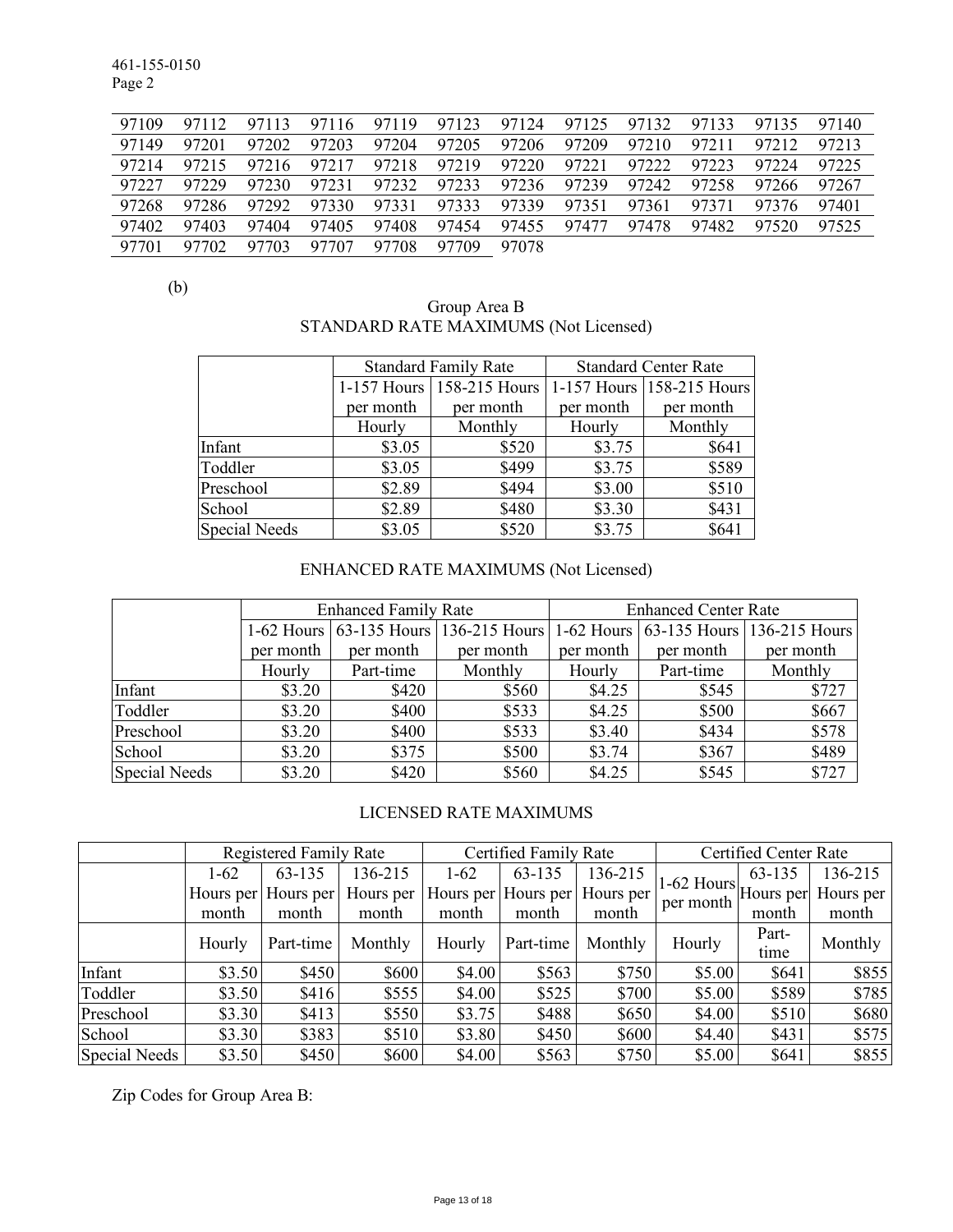| 97109 | 97112 | 97113 | 97116 | 97119 | 97123 | 97124 | 97125 | 97132 | 97133 | 97135 | 97140 |
|---|---|---|---|---|---|---|---|---|---|---|---|
| 97149 | 97201 | 97202 | 97203 | 97204 | 97205 | 97206 | 97209 | 97210 | 97211 | 97212 | 97213 |
| 97214 | 97215 | 97216 | 97217 | 97218 | 97219 | 97220 | 97221 | 97222 | 97223 | 97224 | 97225 |
| 97227 | 97229 | 97230 | 97231 | 97232 | 97233 | 97236 | 97239 | 97242 | 97258 | 97266 | 97267 |
| 97268 | 97286 | 97292 | 97330 | 97331 | 97333 | 97339 | 97351 | 97361 | 97371 | 97376 | 97401 |
| 97402 | 97403 | 97404 | 97405 | 97408 | 97454 | 97455 | 97477 | 97478 | 97482 | 97520 | 97525 |
| 97701 | 97702 | 97703 | 97707 | 97708 | 97709 | 97078 | | | | | |

(b)

Group Area B

STANDARD RATE MAXIMUMS (Not Licensed)

| | Standard Family Rate | | Standard Center Rate | |
|---|---|---|---|---|
| | 1-157 Hours per month | 158-215 Hours per month | 1-157 Hours per month | 158-215 Hours per month |
| | Hourly | Monthly | Hourly | Monthly |
| Infant | $3.05 | $520 | $3.75 | $641 |
| Toddler | $3.05 | $499 | $3.75 | $589 |
| Preschool | $2.89 | $494 | $3.00 | $510 |
| School | $2.89 | $480 | $3.30 | $431 |
| Special Needs | $3.05 | $520 | $3.75 | $641 |

ENHANCED RATE MAXIMUMS (Not Licensed)

| | Enhanced Family Rate | | | Enhanced Center Rate | | |
|---|---|---|---|---|---|---|
| | 1-62 Hours per month | 63-135 Hours per month | 136-215 Hours per month | 1-62 Hours per month | 63-135 Hours per month | 136-215 Hours per month |
| | Hourly | Part-time | Monthly | Hourly | Part-time | Monthly |
| Infant | $3.20 | $420 | $560 | $4.25 | $545 | $727 |
| Toddler | $3.20 | $400 | $533 | $4.25 | $500 | $667 |
| Preschool | $3.20 | $400 | $533 | $3.40 | $434 | $578 |
| School | $3.20 | $375 | $500 | $3.74 | $367 | $489 |
| Special Needs | $3.20 | $420 | $560 | $4.25 | $545 | $727 |

LICENSED RATE MAXIMUMS

| | Registered Family Rate | | | Certified Family Rate | | | Certified Center Rate | | |
|---|---|---|---|---|---|---|---|---|---|
| | 1-62 Hours per month | 63-135 Hours per month | 136-215 Hours per month | 1-62 Hours per month | 63-135 Hours per month | 136-215 Hours per month | 1-62 Hours per month | 63-135 Hours per month | 136-215 Hours per month |
| | Hourly | Part-time | Monthly | Hourly | Part-time | Monthly | Hourly | Part-time | Monthly |
| Infant | $3.50 | $450 | $600 | $4.00 | $563 | $750 | $5.00 | $641 | $855 |
| Toddler | $3.50 | $416 | $555 | $4.00 | $525 | $700 | $5.00 | $589 | $785 |
| Preschool | $3.30 | $413 | $550 | $3.75 | $488 | $650 | $4.00 | $510 | $680 |
| School | $3.30 | $383 | $510 | $3.80 | $450 | $600 | $4.40 | $431 | $575 |
| Special Needs | $3.50 | $450 | $600 | $4.00 | $563 | $750 | $5.00 | $641 | $855 |

Zip Codes for Group Area B: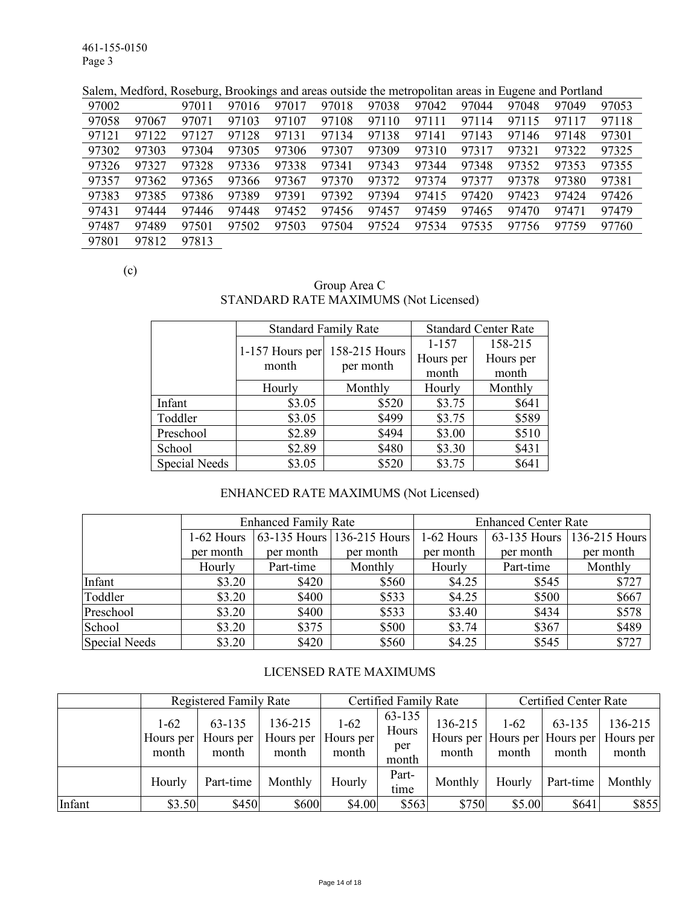Salem, Medford, Roseburg, Brookings and areas outside the metropolitan areas in Eugene and Portland

| | | | | | | | | | | | |
|---|---|---|---|---|---|---|---|---|---|---|---|
| 97002 | | 97011 | 97016 | 97017 | 97018 | 97038 | 97042 | 97044 | 97048 | 97049 | 97053 |
| 97058 | 97067 | 97071 | 97103 | 97107 | 97108 | 97110 | 97111 | 97114 | 97115 | 97117 | 97118 |
| 97121 | 97122 | 97127 | 97128 | 97131 | 97134 | 97138 | 97141 | 97143 | 97146 | 97148 | 97301 |
| 97302 | 97303 | 97304 | 97305 | 97306 | 97307 | 97309 | 97310 | 97317 | 97321 | 97322 | 97325 |
| 97326 | 97327 | 97328 | 97336 | 97338 | 97341 | 97343 | 97344 | 97348 | 97352 | 97353 | 97355 |
| 97357 | 97362 | 97365 | 97366 | 97367 | 97370 | 97372 | 97374 | 97377 | 97378 | 97380 | 97381 |
| 97383 | 97385 | 97386 | 97389 | 97391 | 97392 | 97394 | 97415 | 97420 | 97423 | 97424 | 97426 |
| 97431 | 97444 | 97446 | 97448 | 97452 | 97456 | 97457 | 97459 | 97465 | 97470 | 97471 | 97479 |
| 97487 | 97489 | 97501 | 97502 | 97503 | 97504 | 97524 | 97534 | 97535 | 97756 | 97759 | 97760 |
| 97801 | 97812 | 97813 | | | | | | | | | |

(c)

Group Area C
STANDARD RATE MAXIMUMS (Not Licensed)

| | Standard Family Rate | | Standard Center Rate | |
|---|---|---|---|---|
| | 1-157 Hours per month | 158-215 Hours per month | 1-157 Hours per month | 158-215 Hours per month |
| | Hourly | Monthly | Hourly | Monthly |
| Infant | $3.05 | $520 | $3.75 | $641 |
| Toddler | $3.05 | $499 | $3.75 | $589 |
| Preschool | $2.89 | $494 | $3.00 | $510 |
| School | $2.89 | $480 | $3.30 | $431 |
| Special Needs | $3.05 | $520 | $3.75 | $641 |

ENHANCED RATE MAXIMUMS (Not Licensed)

| | Enhanced Family Rate | | | Enhanced Center Rate | | |
|---|---|---|---|---|---|---|
| | 1-62 Hours per month | 63-135 Hours per month | 136-215 Hours per month | 1-62 Hours per month | 63-135 Hours per month | 136-215 Hours per month |
| | Hourly | Part-time | Monthly | Hourly | Part-time | Monthly |
| Infant | $3.20 | $420 | $560 | $4.25 | $545 | $727 |
| Toddler | $3.20 | $400 | $533 | $4.25 | $500 | $667 |
| Preschool | $3.20 | $400 | $533 | $3.40 | $434 | $578 |
| School | $3.20 | $375 | $500 | $3.74 | $367 | $489 |
| Special Needs | $3.20 | $420 | $560 | $4.25 | $545 | $727 |

LICENSED RATE MAXIMUMS

| | Registered Family Rate | | | Certified Family Rate | | | Certified Center Rate | | |
|---|---|---|---|---|---|---|---|---|---|
| | 1-62 Hours per month | 63-135 Hours per month | 136-215 Hours per month | 1-62 Hours per month | 63-135 Hours per month | 136-215 Hours per month | 1-62 Hours per month | 63-135 Hours per month | 136-215 Hours per month |
| | Hourly | Part-time | Monthly | Hourly | Part-time | Monthly | Hourly | Part-time | Monthly |
| Infant | $3.50 | $450 | $600 | $4.00 | $563 | $750 | $5.00 | $641 | $855 |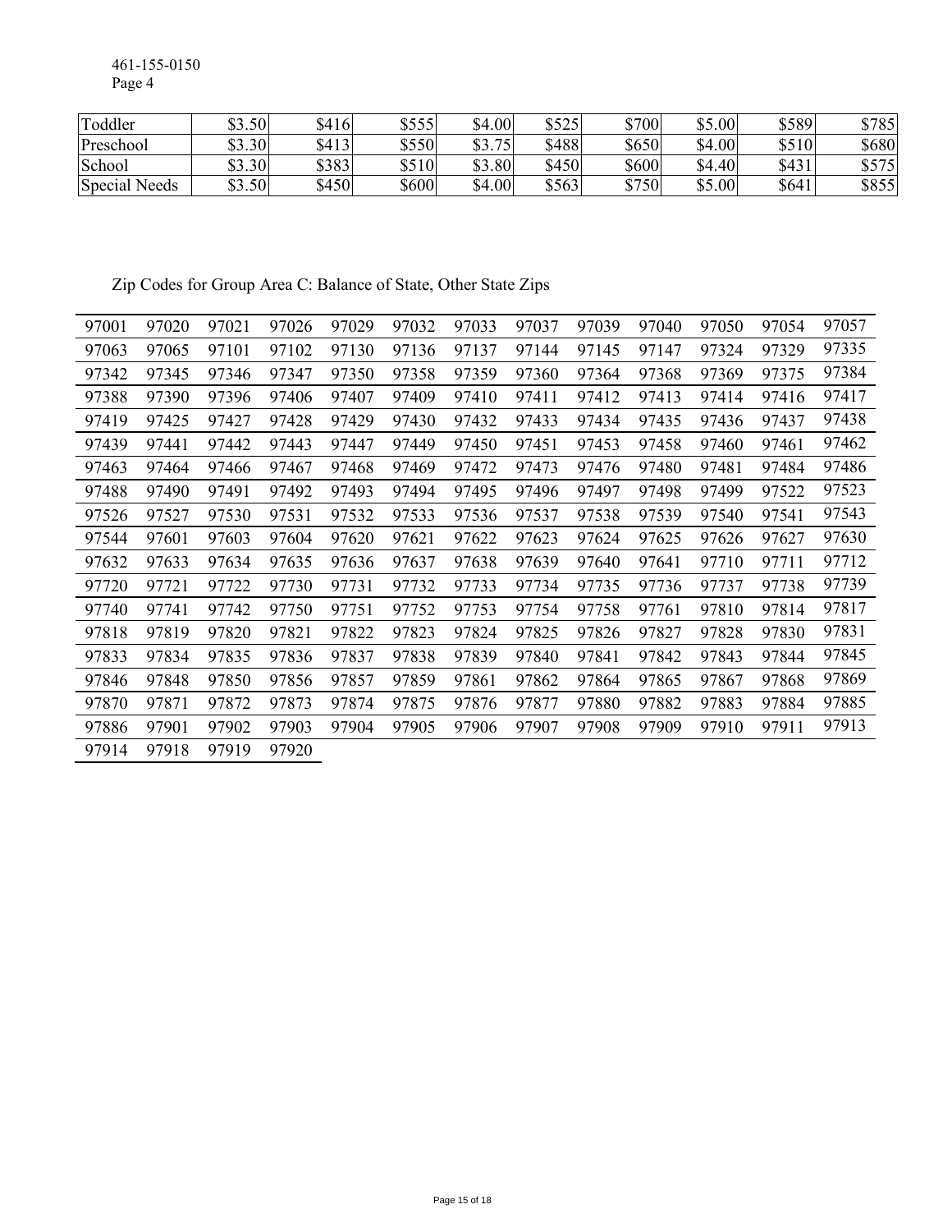461-155-0150
Page 4

| Toddler | $3.50 | $416 | $555 | $4.00 | $525 | $700 | $5.00 | $589 | $785 |
|---|---|---|---|---|---|---|---|---|---|
| Preschool | $3.30 | $413 | $550 | $3.75 | $488 | $650 | $4.00 | $510 | $680 |
| School | $3.30 | $383 | $510 | $3.80 | $450 | $600 | $4.40 | $431 | $575 |
| Special Needs | $3.50 | $450 | $600 | $4.00 | $563 | $750 | $5.00 | $641 | $855 |

Zip Codes for Group Area C: Balance of State, Other State Zips

| | | | | | | | | | | | | |
|---|---|---|---|---|---|---|---|---|---|---|---|---|
| 97001 | 97020 | 97021 | 97026 | 97029 | 97032 | 97033 | 97037 | 97039 | 97040 | 97050 | 97054 | 97057 |
| 97063 | 97065 | 97101 | 97102 | 97130 | 97136 | 97137 | 97144 | 97145 | 97147 | 97324 | 97329 | 97335 |
| 97342 | 97345 | 97346 | 97347 | 97350 | 97358 | 97359 | 97360 | 97364 | 97368 | 97369 | 97375 | 97384 |
| 97388 | 97390 | 97396 | 97406 | 97407 | 97409 | 97410 | 97411 | 97412 | 97413 | 97414 | 97416 | 97417 |
| 97419 | 97425 | 97427 | 97428 | 97429 | 97430 | 97432 | 97433 | 97434 | 97435 | 97436 | 97437 | 97438 |
| 97439 | 97441 | 97442 | 97443 | 97447 | 97449 | 97450 | 97451 | 97453 | 97458 | 97460 | 97461 | 97462 |
| 97463 | 97464 | 97466 | 97467 | 97468 | 97469 | 97472 | 97473 | 97476 | 97480 | 97481 | 97484 | 97486 |
| 97488 | 97490 | 97491 | 97492 | 97493 | 97494 | 97495 | 97496 | 97497 | 97498 | 97499 | 97522 | 97523 |
| 97526 | 97527 | 97530 | 97531 | 97532 | 97533 | 97536 | 97537 | 97538 | 97539 | 97540 | 97541 | 97543 |
| 97544 | 97601 | 97603 | 97604 | 97620 | 97621 | 97622 | 97623 | 97624 | 97625 | 97626 | 97627 | 97630 |
| 97632 | 97633 | 97634 | 97635 | 97636 | 97637 | 97638 | 97639 | 97640 | 97641 | 97710 | 97711 | 97712 |
| 97720 | 97721 | 97722 | 97730 | 97731 | 97732 | 97733 | 97734 | 97735 | 97736 | 97737 | 97738 | 97739 |
| 97740 | 97741 | 97742 | 97750 | 97751 | 97752 | 97753 | 97754 | 97758 | 97761 | 97810 | 97814 | 97817 |
| 97818 | 97819 | 97820 | 97821 | 97822 | 97823 | 97824 | 97825 | 97826 | 97827 | 97828 | 97830 | 97831 |
| 97833 | 97834 | 97835 | 97836 | 97837 | 97838 | 97839 | 97840 | 97841 | 97842 | 97843 | 97844 | 97845 |
| 97846 | 97848 | 97850 | 97856 | 97857 | 97859 | 97861 | 97862 | 97864 | 97865 | 97867 | 97868 | 97869 |
| 97870 | 97871 | 97872 | 97873 | 97874 | 97875 | 97876 | 97877 | 97880 | 97882 | 97883 | 97884 | 97885 |
| 97886 | 97901 | 97902 | 97903 | 97904 | 97905 | 97906 | 97907 | 97908 | 97909 | 97910 | 97911 | 97913 |
| 97914 | 97918 | 97919 | 97920 | | | | | | | | | |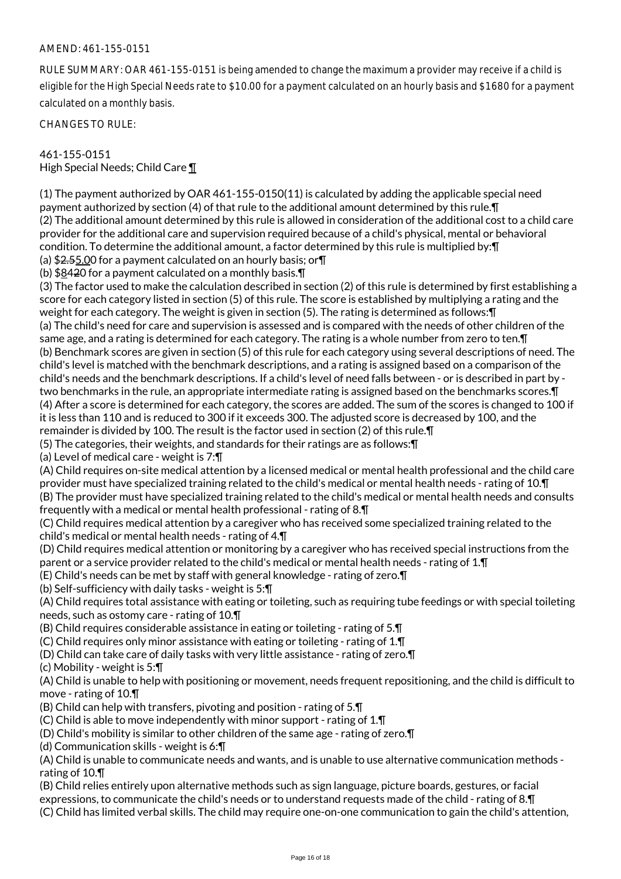AMEND: 461-155-0151

RULE SUMMARY: OAR 461-155-0151 is being amended to change the maximum a provider may receive if a child is eligible for the High Special Needs rate to $10.00 for a payment calculated on an hourly basis and $1680 for a payment calculated on a monthly basis.

CHANGES TO RULE:

461-155-0151
High Special Needs; Child Care ¶

(1) The payment authorized by OAR 461-155-0150(11) is calculated by adding the applicable special need payment authorized by section (4) of that rule to the additional amount determined by this rule.¶
(2) The additional amount determined by this rule is allowed in consideration of the additional cost to a child care provider for the additional care and supervision required because of a child's physical, mental or behavioral condition. To determine the additional amount, a factor determined by this rule is multiplied by:¶
(a) $2.555.00 for a payment calculated on an hourly basis; or¶
(b) $84420 for a payment calculated on a monthly basis.¶
(3) The factor used to make the calculation described in section (2) of this rule is determined by first establishing a score for each category listed in section (5) of this rule. The score is established by multiplying a rating and the weight for each category. The weight is given in section (5). The rating is determined as follows:¶
(a) The child's need for care and supervision is assessed and is compared with the needs of other children of the same age, and a rating is determined for each category. The rating is a whole number from zero to ten.¶
(b) Benchmark scores are given in section (5) of this rule for each category using several descriptions of need. The child's level is matched with the benchmark descriptions, and a rating is assigned based on a comparison of the child's needs and the benchmark descriptions. If a child's level of need falls between - or is described in part by - two benchmarks in the rule, an appropriate intermediate rating is assigned based on the benchmarks scores.¶
(4) After a score is determined for each category, the scores are added. The sum of the scores is changed to 100 if it is less than 110 and is reduced to 300 if it exceeds 300. The adjusted score is decreased by 100, and the remainder is divided by 100. The result is the factor used in section (2) of this rule.¶
(5) The categories, their weights, and standards for their ratings are as follows:¶
(a) Level of medical care - weight is 7:¶
(A) Child requires on-site medical attention by a licensed medical or mental health professional and the child care provider must have specialized training related to the child's medical or mental health needs - rating of 10.¶
(B) The provider must have specialized training related to the child's medical or mental health needs and consults frequently with a medical or mental health professional - rating of 8.¶
(C) Child requires medical attention by a caregiver who has received some specialized training related to the child's medical or mental health needs - rating of 4.¶
(D) Child requires medical attention or monitoring by a caregiver who has received special instructions from the parent or a service provider related to the child's medical or mental health needs - rating of 1.¶
(E) Child's needs can be met by staff with general knowledge - rating of zero.¶
(b) Self-sufficiency with daily tasks - weight is 5:¶
(A) Child requires total assistance with eating or toileting, such as requiring tube feedings or with special toileting needs, such as ostomy care - rating of 10.¶
(B) Child requires considerable assistance in eating or toileting - rating of 5.¶
(C) Child requires only minor assistance with eating or toileting - rating of 1.¶
(D) Child can take care of daily tasks with very little assistance - rating of zero.¶
(c) Mobility - weight is 5:¶
(A) Child is unable to help with positioning or movement, needs frequent repositioning, and the child is difficult to move - rating of 10.¶
(B) Child can help with transfers, pivoting and position - rating of 5.¶
(C) Child is able to move independently with minor support - rating of 1.¶
(D) Child's mobility is similar to other children of the same age - rating of zero.¶
(d) Communication skills - weight is 6:¶
(A) Child is unable to communicate needs and wants, and is unable to use alternative communication methods - rating of 10.¶
(B) Child relies entirely upon alternative methods such as sign language, picture boards, gestures, or facial expressions, to communicate the child's needs or to understand requests made of the child - rating of 8.¶
(C) Child has limited verbal skills. The child may require one-on-one communication to gain the child's attention,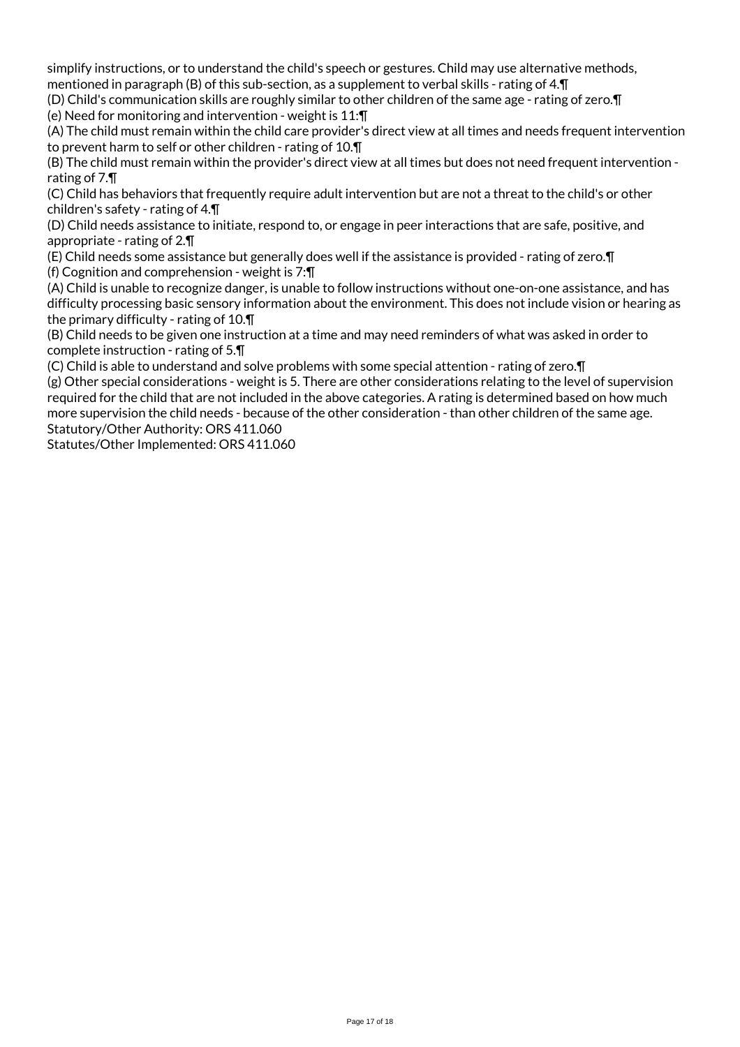simplify instructions, or to understand the child's speech or gestures. Child may use alternative methods, mentioned in paragraph (B) of this sub-section, as a supplement to verbal skills - rating of 4.¶

(D) Child's communication skills are roughly similar to other children of the same age - rating of zero.¶

(e) Need for monitoring and intervention - weight is 11:¶

(A) The child must remain within the child care provider's direct view at all times and needs frequent intervention to prevent harm to self or other children - rating of 10.¶

(B) The child must remain within the provider's direct view at all times but does not need frequent intervention - rating of 7.¶

(C) Child has behaviors that frequently require adult intervention but are not a threat to the child's or other children's safety - rating of 4.¶

(D) Child needs assistance to initiate, respond to, or engage in peer interactions that are safe, positive, and appropriate - rating of 2.¶

(E) Child needs some assistance but generally does well if the assistance is provided - rating of zero.¶

(f) Cognition and comprehension - weight is 7:¶

(A) Child is unable to recognize danger, is unable to follow instructions without one-on-one assistance, and has difficulty processing basic sensory information about the environment. This does not include vision or hearing as the primary difficulty - rating of 10.¶

(B) Child needs to be given one instruction at a time and may need reminders of what was asked in order to complete instruction - rating of 5.¶

(C) Child is able to understand and solve problems with some special attention - rating of zero.¶

(g) Other special considerations - weight is 5. There are other considerations relating to the level of supervision required for the child that are not included in the above categories. A rating is determined based on how much more supervision the child needs - because of the other consideration - than other children of the same age.

Statutory/Other Authority: ORS 411.060

Statutes/Other Implemented: ORS 411.060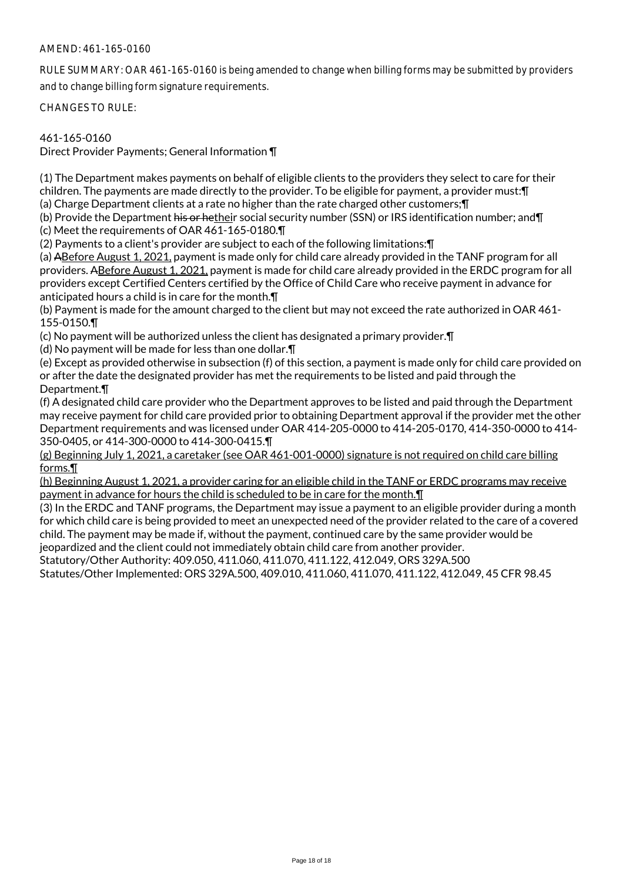AMEND: 461-165-0160

RULE SUMMARY: OAR 461-165-0160 is being amended to change when billing forms may be submitted by providers and to change billing form signature requirements.

CHANGES TO RULE:

461-165-0160
Direct Provider Payments; General Information ¶

(1) The Department makes payments on behalf of eligible clients to the providers they select to care for their children. The payments are made directly to the provider. To be eligible for payment, a provider must:¶
(a) Charge Department clients at a rate no higher than the rate charged other customers;¶
(b) Provide the Department ~~his or he~~their social security number (SSN) or IRS identification number; and¶
(c) Meet the requirements of OAR 461-165-0180.¶
(2) Payments to a client's provider are subject to each of the following limitations:¶
(a) ~~A~~Before August 1, 2021, payment is made only for child care already provided in the TANF program for all providers. ~~A~~Before August 1, 2021, payment is made for child care already provided in the ERDC program for all providers except Certified Centers certified by the Office of Child Care who receive payment in advance for anticipated hours a child is in care for the month.¶
(b) Payment is made for the amount charged to the client but may not exceed the rate authorized in OAR 461-155-0150.¶
(c) No payment will be authorized unless the client has designated a primary provider.¶
(d) No payment will be made for less than one dollar.¶
(e) Except as provided otherwise in subsection (f) of this section, a payment is made only for child care provided on or after the date the designated provider has met the requirements to be listed and paid through the Department.¶
(f) A designated child care provider who the Department approves to be listed and paid through the Department may receive payment for child care provided prior to obtaining Department approval if the provider met the other Department requirements and was licensed under OAR 414-205-0000 to 414-205-0170, 414-350-0000 to 414-350-0405, or 414-300-0000 to 414-300-0415.¶
(g) Beginning July 1, 2021, a caretaker (see OAR 461-001-0000) signature is not required on child care billing forms.¶
(h) Beginning August 1, 2021, a provider caring for an eligible child in the TANF or ERDC programs may receive payment in advance for hours the child is scheduled to be in care for the month.¶
(3) In the ERDC and TANF programs, the Department may issue a payment to an eligible provider during a month for which child care is being provided to meet an unexpected need of the provider related to the care of a covered child. The payment may be made if, without the payment, continued care by the same provider would be jeopardized and the client could not immediately obtain child care from another provider.
Statutory/Other Authority: 409.050, 411.060, 411.070, 411.122, 412.049, ORS 329A.500
Statutes/Other Implemented: ORS 329A.500, 409.010, 411.060, 411.070, 411.122, 412.049, 45 CFR 98.45